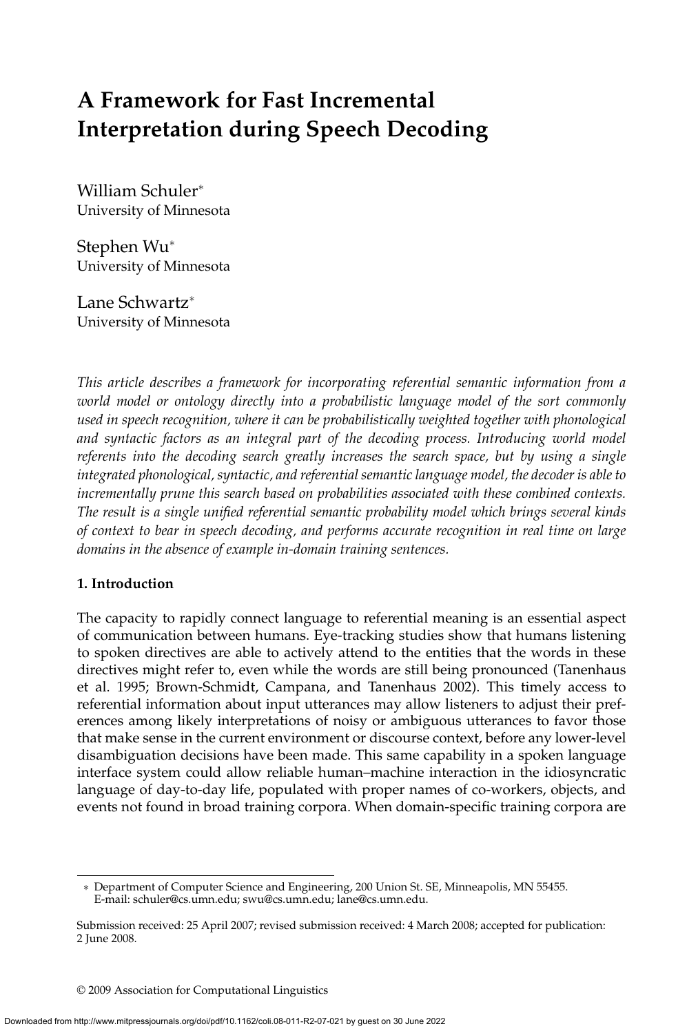# A Framework for Fast Incremental Interpretation during Speech Decoding

William Schuler*
University of Minnesota

Stephen Wu*
University of Minnesota

Lane Schwartz*
University of Minnesota

*This article describes a framework for incorporating referential semantic information from a world model or ontology directly into a probabilistic language model of the sort commonly used in speech recognition, where it can be probabilistically weighted together with phonological and syntactic factors as an integral part of the decoding process. Introducing world model referents into the decoding search greatly increases the search space, but by using a single integrated phonological, syntactic, and referential semantic language model, the decoder is able to incrementally prune this search based on probabilities associated with these combined contexts. The result is a single unified referential semantic probability model which brings several kinds of context to bear in speech decoding, and performs accurate recognition in real time on large domains in the absence of example in-domain training sentences.*

## 1. Introduction

The capacity to rapidly connect language to referential meaning is an essential aspect of communication between humans. Eye-tracking studies show that humans listening to spoken directives are able to actively attend to the entities that the words in these directives might refer to, even while the words are still being pronounced (Tanenhaus et al. 1995; Brown-Schmidt, Campana, and Tanenhaus 2002). This timely access to referential information about input utterances may allow listeners to adjust their preferences among likely interpretations of noisy or ambiguous utterances to favor those that make sense in the current environment or discourse context, before any lower-level disambiguation decisions have been made. This same capability in a spoken language interface system could allow reliable human–machine interaction in the idiosyncratic language of day-to-day life, populated with proper names of co-workers, objects, and events not found in broad training corpora. When domain-specific training corpora are

---

* Department of Computer Science and Engineering, 200 Union St. SE, Minneapolis, MN 55455. E-mail: schuler@cs.umn.edu; swu@cs.umn.edu; lane@cs.umn.edu.

Submission received: 25 April 2007; revised submission received: 4 March 2008; accepted for publication: 2 June 2008.

© 2009 Association for Computational Linguistics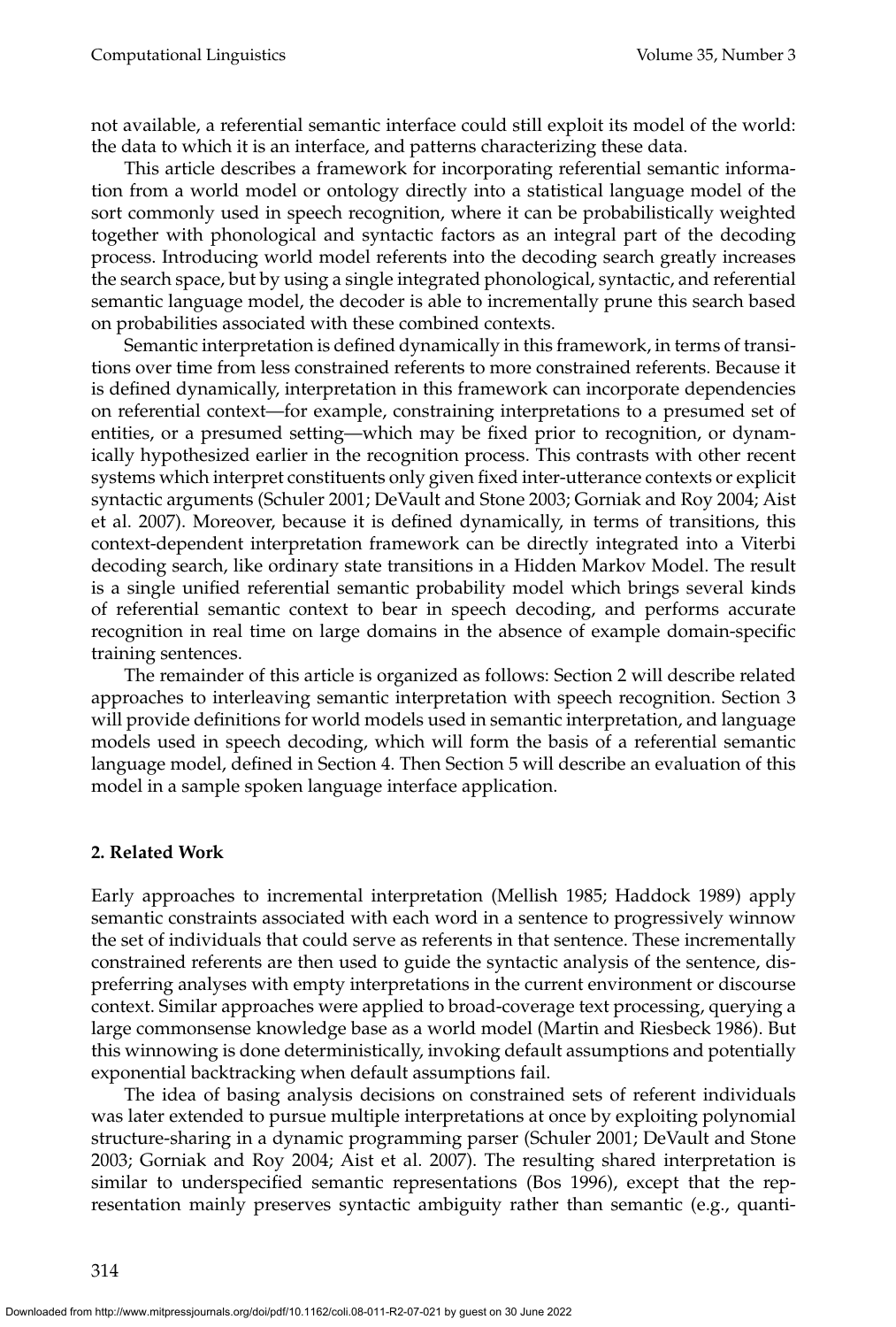not available, a referential semantic interface could still exploit its model of the world: the data to which it is an interface, and patterns characterizing these data.

This article describes a framework for incorporating referential semantic information from a world model or ontology directly into a statistical language model of the sort commonly used in speech recognition, where it can be probabilistically weighted together with phonological and syntactic factors as an integral part of the decoding process. Introducing world model referents into the decoding search greatly increases the search space, but by using a single integrated phonological, syntactic, and referential semantic language model, the decoder is able to incrementally prune this search based on probabilities associated with these combined contexts.

Semantic interpretation is defined dynamically in this framework, in terms of transitions over time from less constrained referents to more constrained referents. Because it is defined dynamically, interpretation in this framework can incorporate dependencies on referential context—for example, constraining interpretations to a presumed set of entities, or a presumed setting—which may be fixed prior to recognition, or dynamically hypothesized earlier in the recognition process. This contrasts with other recent systems which interpret constituents only given fixed inter-utterance contexts or explicit syntactic arguments (Schuler 2001; DeVault and Stone 2003; Gorniak and Roy 2004; Aist et al. 2007). Moreover, because it is defined dynamically, in terms of transitions, this context-dependent interpretation framework can be directly integrated into a Viterbi decoding search, like ordinary state transitions in a Hidden Markov Model. The result is a single unified referential semantic probability model which brings several kinds of referential semantic context to bear in speech decoding, and performs accurate recognition in real time on large domains in the absence of example domain-specific training sentences.

The remainder of this article is organized as follows: Section 2 will describe related approaches to interleaving semantic interpretation with speech recognition. Section 3 will provide definitions for world models used in semantic interpretation, and language models used in speech decoding, which will form the basis of a referential semantic language model, defined in Section 4. Then Section 5 will describe an evaluation of this model in a sample spoken language interface application.

## 2. Related Work

Early approaches to incremental interpretation (Mellish 1985; Haddock 1989) apply semantic constraints associated with each word in a sentence to progressively winnow the set of individuals that could serve as referents in that sentence. These incrementally constrained referents are then used to guide the syntactic analysis of the sentence, dispreferring analyses with empty interpretations in the current environment or discourse context. Similar approaches were applied to broad-coverage text processing, querying a large commonsense knowledge base as a world model (Martin and Riesbeck 1986). But this winnowing is done deterministically, invoking default assumptions and potentially exponential backtracking when default assumptions fail.

The idea of basing analysis decisions on constrained sets of referent individuals was later extended to pursue multiple interpretations at once by exploiting polynomial structure-sharing in a dynamic programming parser (Schuler 2001; DeVault and Stone 2003; Gorniak and Roy 2004; Aist et al. 2007). The resulting shared interpretation is similar to underspecified semantic representations (Bos 1996), except that the representation mainly preserves syntactic ambiguity rather than semantic (e.g., quanti-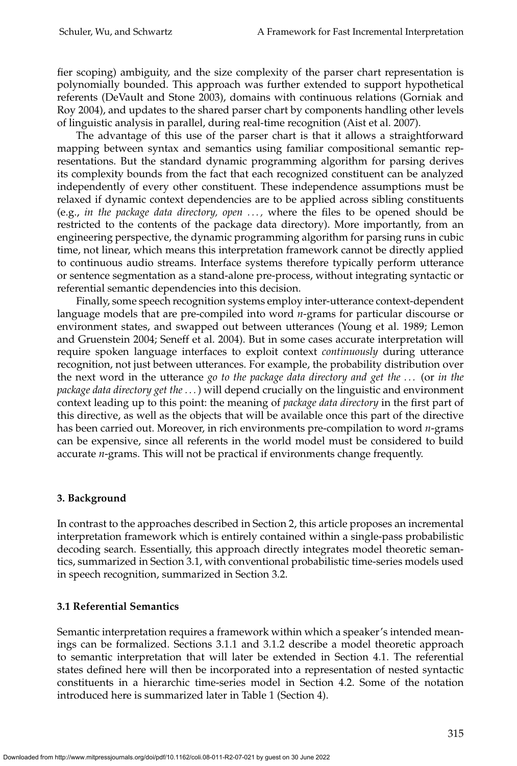fier scoping) ambiguity, and the size complexity of the parser chart representation is polynomially bounded. This approach was further extended to support hypothetical referents (DeVault and Stone 2003), domains with continuous relations (Gorniak and Roy 2004), and updates to the shared parser chart by components handling other levels of linguistic analysis in parallel, during real-time recognition (Aist et al. 2007).

The advantage of this use of the parser chart is that it allows a straightforward mapping between syntax and semantics using familiar compositional semantic representations. But the standard dynamic programming algorithm for parsing derives its complexity bounds from the fact that each recognized constituent can be analyzed independently of every other constituent. These independence assumptions must be relaxed if dynamic context dependencies are to be applied across sibling constituents (e.g., *in the package data directory, open ...,* where the files to be opened should be restricted to the contents of the package data directory). More importantly, from an engineering perspective, the dynamic programming algorithm for parsing runs in cubic time, not linear, which means this interpretation framework cannot be directly applied to continuous audio streams. Interface systems therefore typically perform utterance or sentence segmentation as a stand-alone pre-process, without integrating syntactic or referential semantic dependencies into this decision.

Finally, some speech recognition systems employ inter-utterance context-dependent language models that are pre-compiled into word *n*-grams for particular discourse or environment states, and swapped out between utterances (Young et al. 1989; Lemon and Gruenstein 2004; Seneff et al. 2004). But in some cases accurate interpretation will require spoken language interfaces to exploit context *continuously* during utterance recognition, not just between utterances. For example, the probability distribution over the next word in the utterance *go to the package data directory and get the ...* (or *in the package data directory get the ...*) will depend crucially on the linguistic and environment context leading up to this point: the meaning of *package data directory* in the first part of this directive, as well as the objects that will be available once this part of the directive has been carried out. Moreover, in rich environments pre-compilation to word *n*-grams can be expensive, since all referents in the world model must be considered to build accurate *n*-grams. This will not be practical if environments change frequently.

## 3. Background

In contrast to the approaches described in Section 2, this article proposes an incremental interpretation framework which is entirely contained within a single-pass probabilistic decoding search. Essentially, this approach directly integrates model theoretic semantics, summarized in Section 3.1, with conventional probabilistic time-series models used in speech recognition, summarized in Section 3.2.

### 3.1 Referential Semantics

Semantic interpretation requires a framework within which a speaker's intended meanings can be formalized. Sections 3.1.1 and 3.1.2 describe a model theoretic approach to semantic interpretation that will later be extended in Section 4.1. The referential states defined here will then be incorporated into a representation of nested syntactic constituents in a hierarchic time-series model in Section 4.2. Some of the notation introduced here is summarized later in Table 1 (Section 4).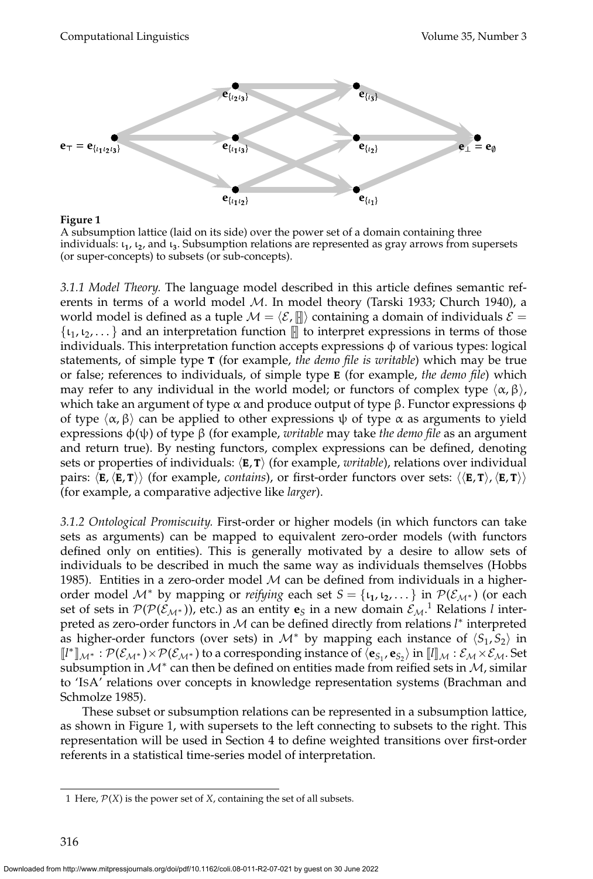**Figure 1**
A subsumption lattice (laid on its side) over the power set of a domain containing three individuals: $\iota_1$, $\iota_2$, and $\iota_3$. Subsumption relations are represented as gray arrows from supersets (or super-concepts) to subsets (or sub-concepts).

*3.1.1 Model Theory.* The language model described in this article defines semantic referents in terms of a world model $\mathcal{M}$. In model theory (Tarski 1933; Church 1940), a world model is defined as a tuple $\mathcal{M} = \langle \mathcal{E}, [\![]\!] \rangle$ containing a domain of individuals $\mathcal{E} = \{\iota_1, \iota_2, \dots\}$ and an interpretation function $[\![]\!]$ to interpret expressions in terms of those individuals. This interpretation function accepts expressions $\phi$ of various types: logical statements, of simple type $\mathbf{T}$ (for example, *the demo file is writable*) which may be true or false; references to individuals, of simple type $\mathbf{E}$ (for example, *the demo file*) which may refer to any individual in the world model; or functors of complex type $\langle \alpha, \beta \rangle$, which take an argument of type $\alpha$ and produce output of type $\beta$. Functor expressions $\phi$ of type $\langle \alpha, \beta \rangle$ can be applied to other expressions $\psi$ of type $\alpha$ as arguments to yield expressions $\phi(\psi)$ of type $\beta$ (for example, *writable* may take *the demo file* as an argument and return true). By nesting functors, complex expressions can be defined, denoting sets or properties of individuals: $\langle \mathbf{E}, \mathbf{T} \rangle$ (for example, *writable*), relations over individual pairs: $\langle \mathbf{E}, \langle \mathbf{E}, \mathbf{T} \rangle \rangle$ (for example, *contains*), or first-order functors over sets: $\langle \langle \mathbf{E}, \mathbf{T} \rangle, \langle \mathbf{E}, \mathbf{T} \rangle \rangle$ (for example, a comparative adjective like *larger*).

*3.1.2 Ontological Promiscuity.* First-order or higher models (in which functors can take sets as arguments) can be mapped to equivalent zero-order models (with functors defined only on entities). This is generally motivated by a desire to allow sets of individuals to be described in much the same way as individuals themselves (Hobbs 1985). Entities in a zero-order model $\mathcal{M}$ can be defined from individuals in a higher-order model $\mathcal{M}^*$ by mapping or *reifying* each set $S = \{\iota_1, \iota_2, \dots\}$ in $\mathcal{P}(\mathcal{E}_{\mathcal{M}^*})$ (or each set of sets in $\mathcal{P}(\mathcal{P}(\mathcal{E}_{\mathcal{M}^*}))$, etc.) as an entity $\mathbf{e}_S$ in a new domain $\mathcal{E}_{\mathcal{M}}$.[1] Relations $l$ interpreted as zero-order functors in $\mathcal{M}$ can be defined directly from relations $l^*$ interpreted as higher-order functors (over sets) in $\mathcal{M}^*$ by mapping each instance of $\langle S_1, S_2 \rangle$ in $[\![l^*]\!]_{\mathcal{M}^*} : \mathcal{P}(\mathcal{E}_{\mathcal{M}^*}) \times \mathcal{P}(\mathcal{E}_{\mathcal{M}^*})$ to a corresponding instance of $\langle \mathbf{e}_{S_1}, \mathbf{e}_{S_2} \rangle$ in $[\![l]\!]_{\mathcal{M}} : \mathcal{E}_{\mathcal{M}} \times \mathcal{E}_{\mathcal{M}}$. Set subsumption in $\mathcal{M}^*$ can then be defined on entities made from reified sets in $\mathcal{M}$, similar to 'ISA' relations over concepts in knowledge representation systems (Brachman and Schmolze 1985).

These subset or subsumption relations can be represented in a subsumption lattice, as shown in Figure 1, with supersets to the left connecting to subsets to the right. This representation will be used in Section 4 to define weighted transitions over first-order referents in a statistical time-series model of interpretation.

---

1 Here, $\mathcal{P}(X)$ is the power set of $X$, containing the set of all subsets.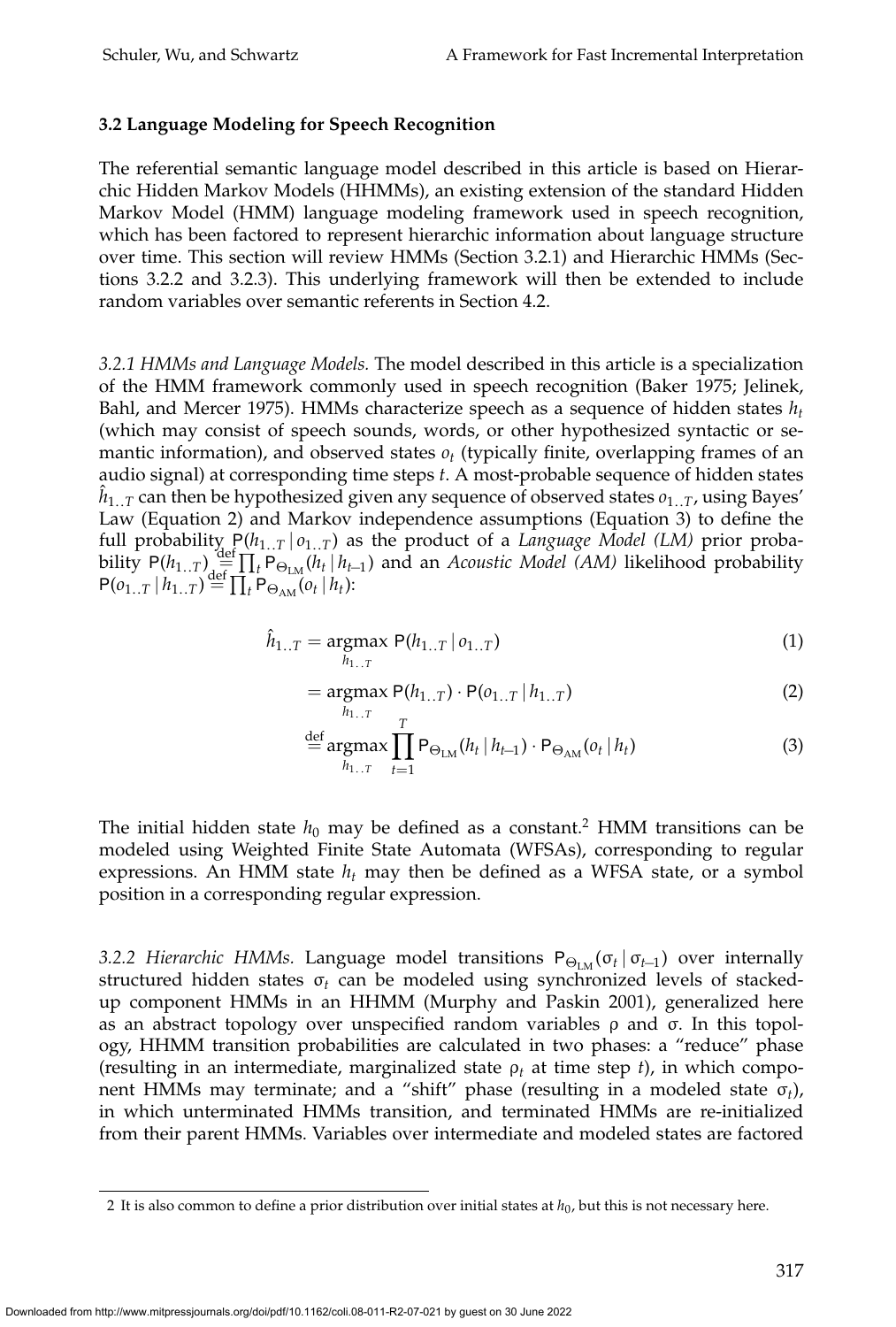### 3.2 Language Modeling for Speech Recognition

The referential semantic language model described in this article is based on Hierarchic Hidden Markov Models (HHMMs), an existing extension of the standard Hidden Markov Model (HMM) language modeling framework used in speech recognition, which has been factored to represent hierarchic information about language structure over time. This section will review HMMs (Section 3.2.1) and Hierarchic HMMs (Sections 3.2.2 and 3.2.3). This underlying framework will then be extended to include random variables over semantic referents in Section 4.2.

*3.2.1 HMMs and Language Models.* The model described in this article is a specialization of the HMM framework commonly used in speech recognition (Baker 1975; Jelinek, Bahl, and Mercer 1975). HMMs characterize speech as a sequence of hidden states $h_t$ (which may consist of speech sounds, words, or other hypothesized syntactic or semantic information), and observed states $o_t$ (typically finite, overlapping frames of an audio signal) at corresponding time steps $t$. A most-probable sequence of hidden states $\hat{h}_{1..T}$ can then be hypothesized given any sequence of observed states $o_{1..T}$, using Bayes' Law (Equation 2) and Markov independence assumptions (Equation 3) to define the full probability $\mathsf{P}(h_{1..T} \mid o_{1..T})$ as the product of a *Language Model (LM)* prior probability $\mathsf{P}(h_{1..T}) \stackrel{\text{def}}{=} \prod_t \mathsf{P}_{\Theta_{\text{LM}}}(h_t \mid h_{t-1})$ and an *Acoustic Model (AM)* likelihood probability $\mathsf{P}(o_{1..T} \mid h_{1..T}) \stackrel{\text{def}}{=} \prod_t \mathsf{P}_{\Theta_{\text{AM}}}(o_t \mid h_t)$:

$$\hat{h}_{1..T} = \underset{h_{1..T}}{\operatorname{argmax}} \; \mathsf{P}(h_{1..T} \mid o_{1..T}) \tag{1}$$

$$= \underset{h_{1..T}}{\operatorname{argmax}} \; \mathsf{P}(h_{1..T}) \cdot \mathsf{P}(o_{1..T} \mid h_{1..T}) \tag{2}$$

$$\stackrel{\text{def}}{=} \underset{h_{1..T}}{\operatorname{argmax}} \prod_{t=1}^{T} \mathsf{P}_{\Theta_{\text{LM}}}(h_t \mid h_{t-1}) \cdot \mathsf{P}_{\Theta_{\text{AM}}}(o_t \mid h_t) \tag{3}$$

The initial hidden state $h_0$ may be defined as a constant.[2] HMM transitions can be modeled using Weighted Finite State Automata (WFSAs), corresponding to regular expressions. An HMM state $h_t$ may then be defined as a WFSA state, or a symbol position in a corresponding regular expression.

*3.2.2 Hierarchic HMMs.* Language model transitions $\mathsf{P}_{\Theta_{\text{LM}}}(\sigma_t \mid \sigma_{t-1})$ over internally structured hidden states $\sigma_t$ can be modeled using synchronized levels of stacked-up component HMMs in an HHMM (Murphy and Paskin 2001), generalized here as an abstract topology over unspecified random variables $\rho$ and $\sigma$. In this topology, HHMM transition probabilities are calculated in two phases: a "reduce" phase (resulting in an intermediate, marginalized state $\rho_t$ at time step $t$), in which component HMMs may terminate; and a "shift" phase (resulting in a modeled state $\sigma_t$), in which unterminated HMMs transition, and terminated HMMs are re-initialized from their parent HMMs. Variables over intermediate and modeled states are factored

2 It is also common to define a prior distribution over initial states at $h_0$, but this is not necessary here.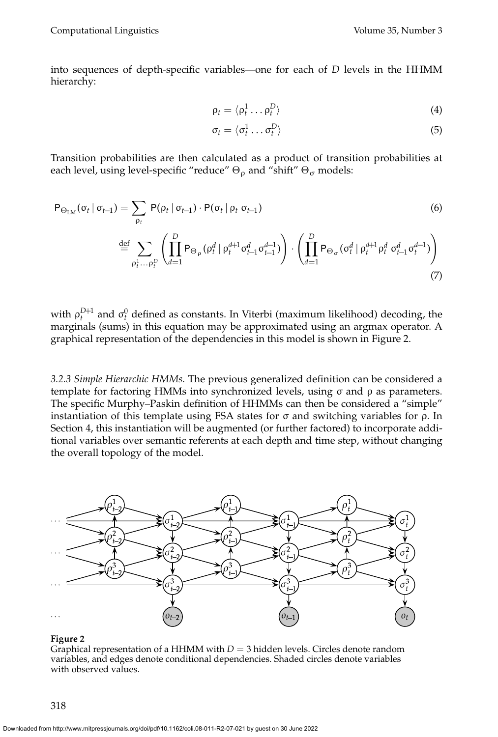into sequences of depth-specific variables—one for each of $D$ levels in the HHMM hierarchy:

$$\rho_t = \langle \rho_t^1 \ldots \rho_t^D \rangle \tag{4}$$

$$\sigma_t = \langle \sigma_t^1 \ldots \sigma_t^D \rangle \tag{5}$$

Transition probabilities are then calculated as a product of transition probabilities at each level, using level-specific "reduce" $\Theta_\rho$ and "shift" $\Theta_\sigma$ models:

$$\mathsf{P}_{\Theta_{\text{LM}}}(\sigma_t \mid \sigma_{t-1}) = \sum_{\rho_t} \mathsf{P}(\rho_t \mid \sigma_{t-1}) \cdot \mathsf{P}(\sigma_t \mid \rho_t \; \sigma_{t-1}) \tag{6}$$

$$\stackrel{\text{def}}{=} \sum_{\rho_t^1 \ldots \rho_t^D} \left( \prod_{d=1}^{D} \mathsf{P}_{\Theta_\rho}(\rho_t^d \mid \rho_t^{d+1} \sigma_{t-1}^d \sigma_{t-1}^{d-1}) \right) \cdot \left( \prod_{d=1}^{D} \mathsf{P}_{\Theta_\sigma}(\sigma_t^d \mid \rho_t^{d+1} \rho_t^d \; \sigma_{t-1}^d \sigma_t^{d-1}) \right) \tag{7}$$

with $\rho_t^{D+1}$ and $\sigma_t^0$ defined as constants. In Viterbi (maximum likelihood) decoding, the marginals (sums) in this equation may be approximated using an argmax operator. A graphical representation of the dependencies in this model is shown in Figure 2.

*3.2.3 Simple Hierarchic HMMs.* The previous generalized definition can be considered a template for factoring HMMs into synchronized levels, using $\sigma$ and $\rho$ as parameters. The specific Murphy–Paskin definition of HHMMs can then be considered a "simple" instantiation of this template using FSA states for $\sigma$ and switching variables for $\rho$. In Section 4, this instantiation will be augmented (or further factored) to incorporate additional variables over semantic referents at each depth and time step, without changing the overall topology of the model.

**Figure 2**
Graphical representation of a HHMM with $D = 3$ hidden levels. Circles denote random variables, and edges denote conditional dependencies. Shaded circles denote variables with observed values.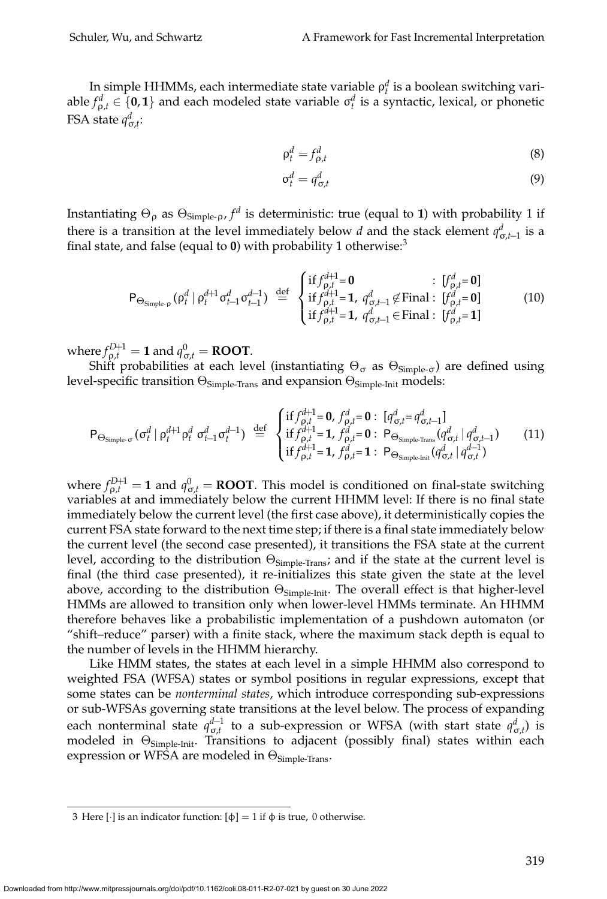In simple HHMMs, each intermediate state variable $\rho^d_t$ is a boolean switching variable $f^d_{\rho,t} \in \{\mathbf{0}, \mathbf{1}\}$ and each modeled state variable $\sigma^d_t$ is a syntactic, lexical, or phonetic FSA state $q^d_{\sigma,t}$:

$$\rho^d_t = f^d_{\rho,t} \tag{8}$$

$$\sigma^d_t = q^d_{\sigma,t} \tag{9}$$

Instantiating $\Theta_\rho$ as $\Theta_{\text{Simple-}\rho}$, $f^d$ is deterministic: true (equal to $\mathbf{1}$) with probability 1 if there is a transition at the level immediately below $d$ and the stack element $q^d_{\sigma,t-1}$ is a final state, and false (equal to $\mathbf{0}$) with probability 1 otherwise:[3]

$$\mathsf{P}_{\Theta_{\text{Simple-}\rho}}(\rho^d_t \mid \rho^{d+1}_t \sigma^d_{t-1} \sigma^{d-1}_{t-1}) \stackrel{\text{def}}{=} \begin{cases} \text{if } f^{d+1}_{\rho,t} = \mathbf{0} & : \; [f^d_{\rho,t} = \mathbf{0}] \\ \text{if } f^{d+1}_{\rho,t} = \mathbf{1},\; q^d_{\sigma,t-1} \notin \text{Final} : & [f^d_{\rho,t} = \mathbf{0}] \\ \text{if } f^{d+1}_{\rho,t} = \mathbf{1},\; q^d_{\sigma,t-1} \in \text{Final} : & [f^d_{\rho,t} = \mathbf{1}] \end{cases} \tag{10}$$

where $f^{D+1}_{\rho,t} = \mathbf{1}$ and $q^0_{\sigma,t} = \mathbf{ROOT}$.

Shift probabilities at each level (instantiating $\Theta_\sigma$ as $\Theta_{\text{Simple-}\sigma}$) are defined using level-specific transition $\Theta_{\text{Simple-Trans}}$ and expansion $\Theta_{\text{Simple-Init}}$ models:

$$\mathsf{P}_{\Theta_{\text{Simple-}\sigma}}(\sigma^d_t \mid \rho^{d+1}_t \rho^d_t \; \sigma^d_{t-1} \sigma^{d-1}_t) \stackrel{\text{def}}{=} \begin{cases} \text{if } f^{d+1}_{\rho,t} = \mathbf{0},\; f^d_{\rho,t} = \mathbf{0} : \; [q^d_{\sigma,t} = q^d_{\sigma,t-1}] \\ \text{if } f^{d+1}_{\rho,t} = \mathbf{1},\; f^d_{\rho,t} = \mathbf{0} : \; \mathsf{P}_{\Theta_{\text{Simple-Trans}}}(q^d_{\sigma,t} \mid q^d_{\sigma,t-1}) \\ \text{if } f^{d+1}_{\rho,t} = \mathbf{1},\; f^d_{\rho,t} = \mathbf{1} : \; \mathsf{P}_{\Theta_{\text{Simple-Init}}}(q^d_{\sigma,t} \mid q^{d-1}_{\sigma,t}) \end{cases} \tag{11}$$

where $f^{D+1}_{\rho,t} = \mathbf{1}$ and $q^0_{\sigma,t} = \mathbf{ROOT}$. This model is conditioned on final-state switching variables at and immediately below the current HHMM level: If there is no final state immediately below the current level (the first case above), it deterministically copies the current FSA state forward to the next time step; if there is a final state immediately below the current level (the second case presented), it transitions the FSA state at the current level, according to the distribution $\Theta_{\text{Simple-Trans}}$; and if the state at the current level is final (the third case presented), it re-initializes this state given the state at the level above, according to the distribution $\Theta_{\text{Simple-Init}}$. The overall effect is that higher-level HMMs are allowed to transition only when lower-level HMMs terminate. An HHMM therefore behaves like a probabilistic implementation of a pushdown automaton (or "shift–reduce" parser) with a finite stack, where the maximum stack depth is equal to the number of levels in the HHMM hierarchy.

Like HMM states, the states at each level in a simple HHMM also correspond to weighted FSA (WFSA) states or symbol positions in regular expressions, except that some states can be *nonterminal states*, which introduce corresponding sub-expressions or sub-WFSAs governing state transitions at the level below. The process of expanding each nonterminal state $q^{d-1}_{\sigma,t}$ to a sub-expression or WFSA (with start state $q^d_{\sigma,t}$) is modeled in $\Theta_{\text{Simple-Init}}$. Transitions to adjacent (possibly final) states within each expression or WFSA are modeled in $\Theta_{\text{Simple-Trans}}$.

---

3 Here $[\cdot]$ is an indicator function: $[\phi] = 1$ if $\phi$ is true, 0 otherwise.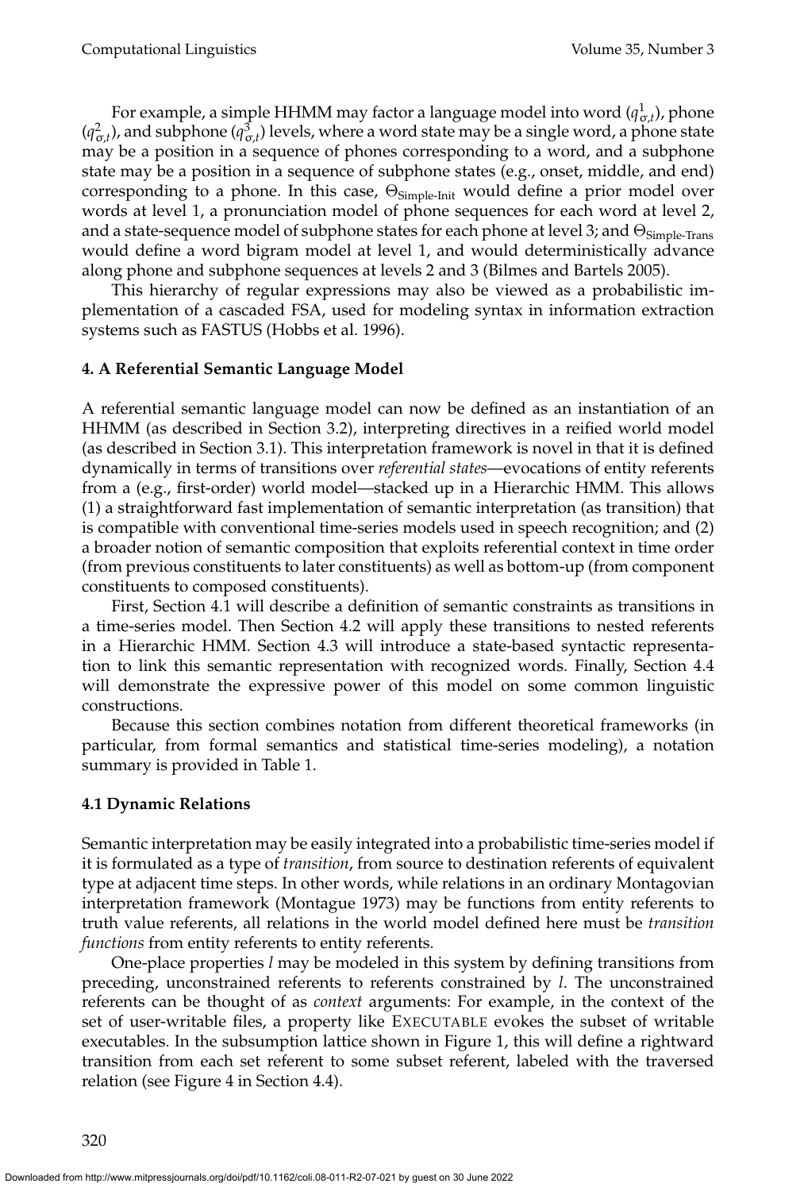For example, a simple HHMM may factor a language model into word ($q^1_{\sigma,t}$), phone ($q^2_{\sigma,t}$), and subphone ($q^3_{\sigma,t}$) levels, where a word state may be a single word, a phone state may be a position in a sequence of phones corresponding to a word, and a subphone state may be a position in a sequence of subphone states (e.g., onset, middle, and end) corresponding to a phone. In this case, $\Theta_{\text{Simple-Init}}$ would define a prior model over words at level 1, a pronunciation model of phone sequences for each word at level 2, and a state-sequence model of subphone states for each phone at level 3; and $\Theta_{\text{Simple-Trans}}$ would define a word bigram model at level 1, and would deterministically advance along phone and subphone sequences at levels 2 and 3 (Bilmes and Bartels 2005).

This hierarchy of regular expressions may also be viewed as a probabilistic implementation of a cascaded FSA, used for modeling syntax in information extraction systems such as FASTUS (Hobbs et al. 1996).

## 4. A Referential Semantic Language Model

A referential semantic language model can now be defined as an instantiation of an HHMM (as described in Section 3.2), interpreting directives in a reified world model (as described in Section 3.1). This interpretation framework is novel in that it is defined dynamically in terms of transitions over *referential states*—evocations of entity referents from a (e.g., first-order) world model—stacked up in a Hierarchic HMM. This allows (1) a straightforward fast implementation of semantic interpretation (as transition) that is compatible with conventional time-series models used in speech recognition; and (2) a broader notion of semantic composition that exploits referential context in time order (from previous constituents to later constituents) as well as bottom-up (from component constituents to composed constituents).

First, Section 4.1 will describe a definition of semantic constraints as transitions in a time-series model. Then Section 4.2 will apply these transitions to nested referents in a Hierarchic HMM. Section 4.3 will introduce a state-based syntactic representation to link this semantic representation with recognized words. Finally, Section 4.4 will demonstrate the expressive power of this model on some common linguistic constructions.

Because this section combines notation from different theoretical frameworks (in particular, from formal semantics and statistical time-series modeling), a notation summary is provided in Table 1.

### 4.1 Dynamic Relations

Semantic interpretation may be easily integrated into a probabilistic time-series model if it is formulated as a type of *transition*, from source to destination referents of equivalent type at adjacent time steps. In other words, while relations in an ordinary Montagovian interpretation framework (Montague 1973) may be functions from entity referents to truth value referents, all relations in the world model defined here must be *transition functions* from entity referents to entity referents.

One-place properties $l$ may be modeled in this system by defining transitions from preceding, unconstrained referents to referents constrained by $l$. The unconstrained referents can be thought of as *context* arguments: For example, in the context of the set of user-writable files, a property like EXECUTABLE evokes the subset of writable executables. In the subsumption lattice shown in Figure 1, this will define a rightward transition from each set referent to some subset referent, labeled with the traversed relation (see Figure 4 in Section 4.4).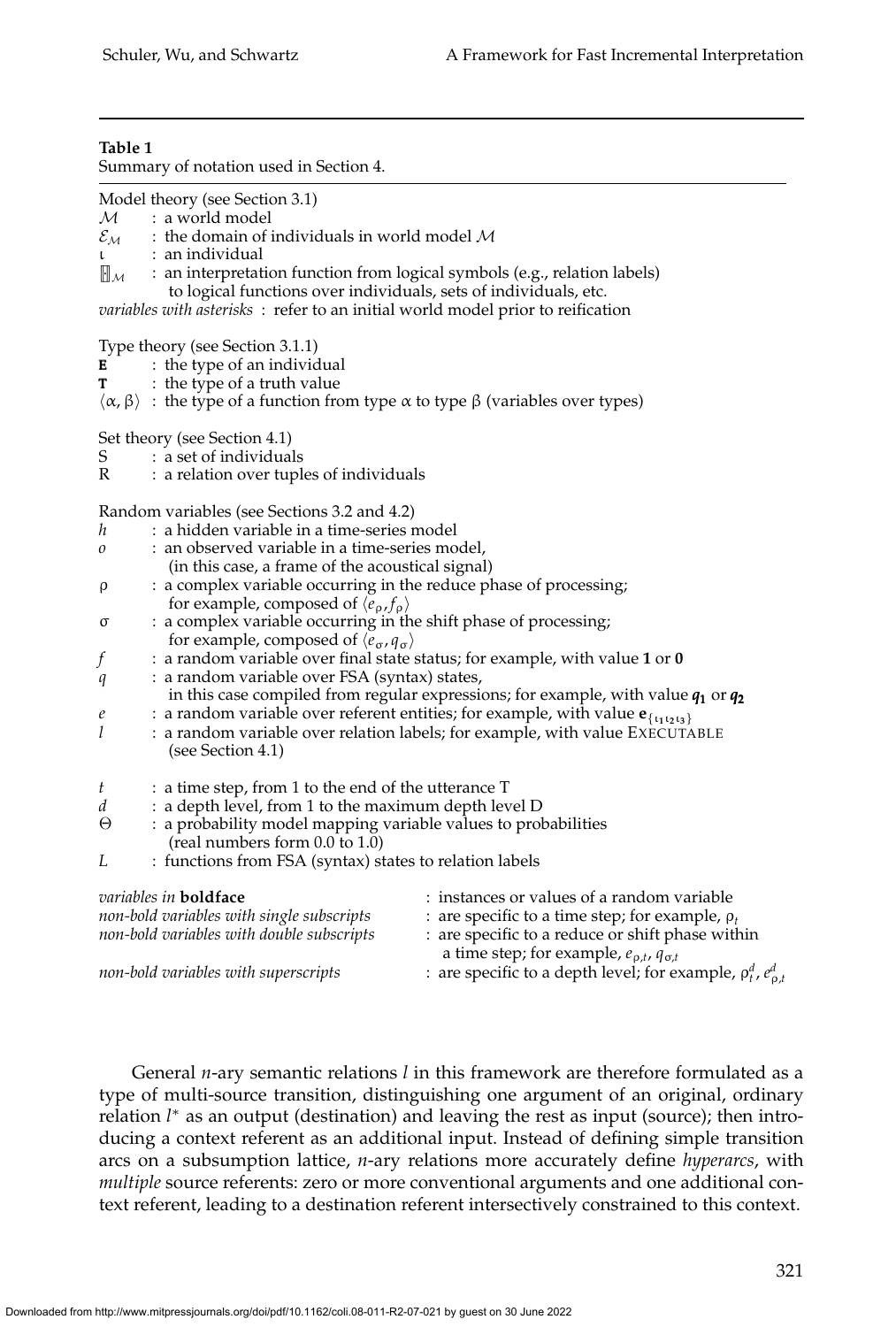**Table 1**
Summary of notation used in Section 4.

Model theory (see Section 3.1)

| | |
|---|---|
| $\mathcal{M}$ | : a world model |
| $\mathcal{E}_{\mathcal{M}}$ | : the domain of individuals in world model $\mathcal{M}$ |
| $\iota$ | : an individual |
| $[\![]\!]_{\mathcal{M}}$ | : an interpretation function from logical symbols (e.g., relation labels) to logical functions over individuals, sets of individuals, etc. |
| *variables with asterisks* | : refer to an initial world model prior to reification |

Type theory (see Section 3.1.1)

| | |
|---|---|
| **E** | : the type of an individual |
| **T** | : the type of a truth value |
| $\langle \alpha, \beta \rangle$ | : the type of a function from type $\alpha$ to type $\beta$ (variables over types) |

Set theory (see Section 4.1)

| | |
|---|---|
| S | : a set of individuals |
| R | : a relation over tuples of individuals |

Random variables (see Sections 3.2 and 4.2)

| | |
|---|---|
| $h$ | : a hidden variable in a time-series model |
| $o$ | : an observed variable in a time-series model, (in this case, a frame of the acoustical signal) |
| $\rho$ | : a complex variable occurring in the reduce phase of processing; for example, composed of $\langle e_\rho, f_\rho \rangle$ |
| $\sigma$ | : a complex variable occurring in the shift phase of processing; for example, composed of $\langle e_\sigma, q_\sigma \rangle$ |
| $f$ | : a random variable over final state status; for example, with value **1** or **0** |
| $q$ | : a random variable over FSA (syntax) states, in this case compiled from regular expressions; for example, with value $\boldsymbol{q_1}$ or $\boldsymbol{q_2}$ |
| $e$ | : a random variable over referent entities; for example, with value $\mathbf{e}_{\{\iota_1 \iota_2 \iota_3\}}$ |
| $l$ | : a random variable over relation labels; for example, with value EXECUTABLE (see Section 4.1) |
| $t$ | : a time step, from 1 to the end of the utterance T |
| $d$ | : a depth level, from 1 to the maximum depth level D |
| $\Theta$ | : a probability model mapping variable values to probabilities (real numbers form 0.0 to 1.0) |
| $L$ | : functions from FSA (syntax) states to relation labels |

| | |
|---|---|
| *variables in* **boldface** | : instances or values of a random variable |
| *non-bold variables with single subscripts* | : are specific to a time step; for example, $\rho_t$ |
| *non-bold variables with double subscripts* | : are specific to a reduce or shift phase within a time step; for example, $e_{\rho,t}$, $q_{\sigma,t}$ |
| *non-bold variables with superscripts* | : are specific to a depth level; for example, $\rho_t^d$, $e_{\rho,t}^d$ |

General $n$-ary semantic relations $l$ in this framework are therefore formulated as a type of multi-source transition, distinguishing one argument of an original, ordinary relation $l^*$ as an output (destination) and leaving the rest as input (source); then introducing a context referent as an additional input. Instead of defining simple transition arcs on a subsumption lattice, $n$-ary relations more accurately define *hyperarcs*, with *multiple* source referents: zero or more conventional arguments and one additional context referent, leading to a destination referent intersectively constrained to this context.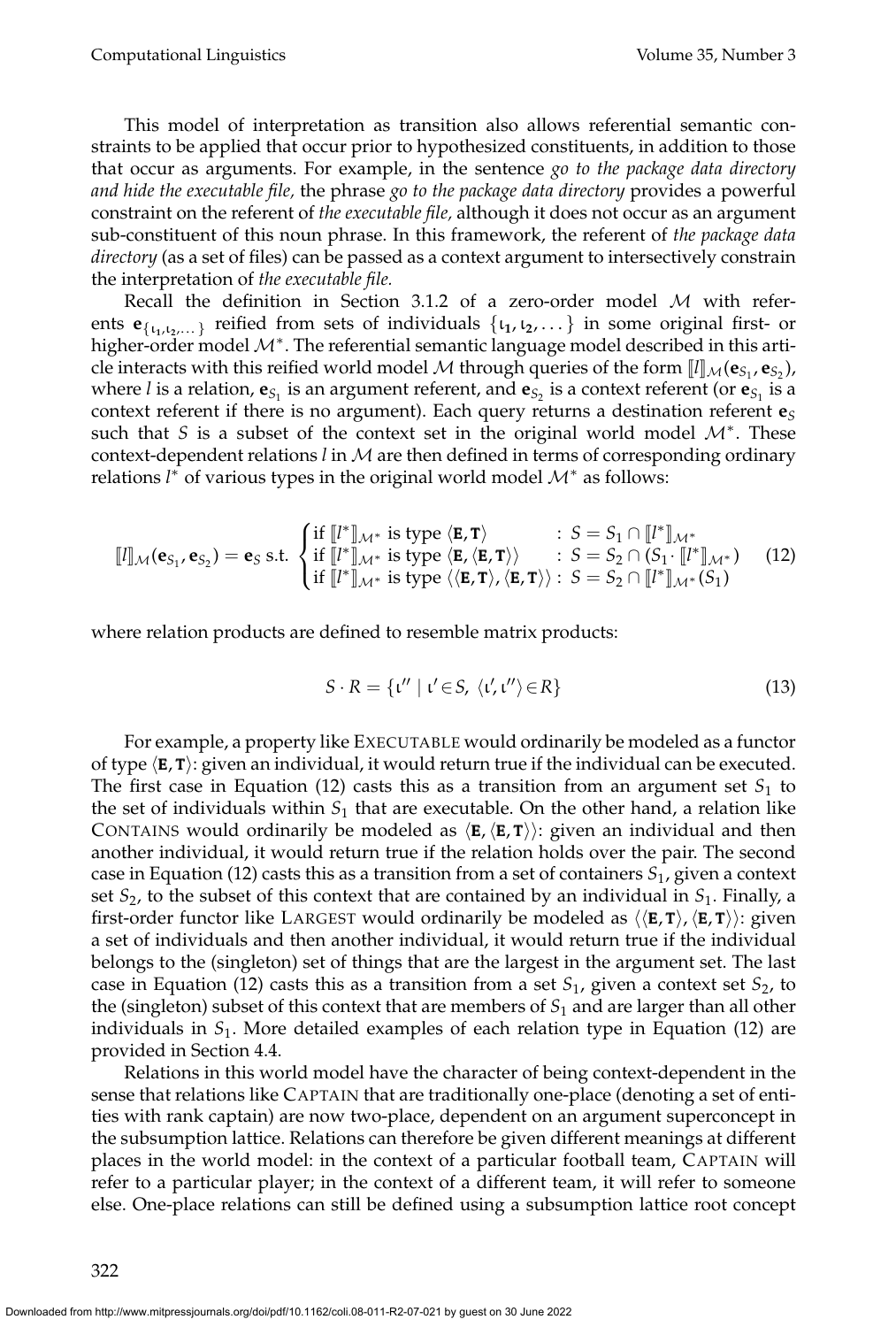This model of interpretation as transition also allows referential semantic constraints to be applied that occur prior to hypothesized constituents, in addition to those that occur as arguments. For example, in the sentence *go to the package data directory and hide the executable file,* the phrase *go to the package data directory* provides a powerful constraint on the referent of *the executable file,* although it does not occur as an argument sub-constituent of this noun phrase. In this framework, the referent of *the package data directory* (as a set of files) can be passed as a context argument to intersectively constrain the interpretation of *the executable file.*

Recall the definition in Section 3.1.2 of a zero-order model $\mathcal{M}$ with referents $\mathbf{e}_{\{\iota_1,\iota_2,\ldots\}}$ reified from sets of individuals $\{\iota_1, \iota_2, \ldots\}$ in some original first- or higher-order model $\mathcal{M}^*$. The referential semantic language model described in this article interacts with this reified world model $\mathcal{M}$ through queries of the form $[\![l]\!]_{\mathcal{M}}(\mathbf{e}_{S_1}, \mathbf{e}_{S_2})$, where $l$ is a relation, $\mathbf{e}_{S_1}$ is an argument referent, and $\mathbf{e}_{S_2}$ is a context referent (or $\mathbf{e}_{S_1}$ is a context referent if there is no argument). Each query returns a destination referent $\mathbf{e}_S$ such that $S$ is a subset of the context set in the original world model $\mathcal{M}^*$. These context-dependent relations $l$ in $\mathcal{M}$ are then defined in terms of corresponding ordinary relations $l^*$ of various types in the original world model $\mathcal{M}^*$ as follows:

$$[\![l]\!]_{\mathcal{M}}(\mathbf{e}_{S_1}, \mathbf{e}_{S_2}) = \mathbf{e}_S \text{ s.t. } \begin{cases} \text{if } [\![l^*]\!]_{\mathcal{M}^*} \text{ is type } \langle \mathbf{E}, \mathbf{T} \rangle & : \; S = S_1 \cap [\![l^*]\!]_{\mathcal{M}^*} \\ \text{if } [\![l^*]\!]_{\mathcal{M}^*} \text{ is type } \langle \mathbf{E}, \langle \mathbf{E}, \mathbf{T} \rangle \rangle & : \; S = S_2 \cap (S_1 \cdot [\![l^*]\!]_{\mathcal{M}^*}) \\ \text{if } [\![l^*]\!]_{\mathcal{M}^*} \text{ is type } \langle \langle \mathbf{E}, \mathbf{T} \rangle, \langle \mathbf{E}, \mathbf{T} \rangle \rangle & : \; S = S_2 \cap [\![l^*]\!]_{\mathcal{M}^*}(S_1) \end{cases} \quad (12)$$

where relation products are defined to resemble matrix products:

$$S \cdot R = \{\iota'' \mid \iota' \in S, \; \langle \iota', \iota'' \rangle \in R\} \quad (13)$$

For example, a property like EXECUTABLE would ordinarily be modeled as a functor of type $\langle \mathbf{E}, \mathbf{T} \rangle$: given an individual, it would return true if the individual can be executed. The first case in Equation (12) casts this as a transition from an argument set $S_1$ to the set of individuals within $S_1$ that are executable. On the other hand, a relation like CONTAINS would ordinarily be modeled as $\langle \mathbf{E}, \langle \mathbf{E}, \mathbf{T} \rangle \rangle$: given an individual and then another individual, it would return true if the relation holds over the pair. The second case in Equation (12) casts this as a transition from a set of containers $S_1$, given a context set $S_2$, to the subset of this context that are contained by an individual in $S_1$. Finally, a first-order functor like LARGEST would ordinarily be modeled as $\langle \langle \mathbf{E}, \mathbf{T} \rangle, \langle \mathbf{E}, \mathbf{T} \rangle \rangle$: given a set of individuals and then another individual, it would return true if the individual belongs to the (singleton) set of things that are the largest in the argument set. The last case in Equation (12) casts this as a transition from a set $S_1$, given a context set $S_2$, to the (singleton) subset of this context that are members of $S_1$ and are larger than all other individuals in $S_1$. More detailed examples of each relation type in Equation (12) are provided in Section 4.4.

Relations in this world model have the character of being context-dependent in the sense that relations like CAPTAIN that are traditionally one-place (denoting a set of entities with rank captain) are now two-place, dependent on an argument superconcept in the subsumption lattice. Relations can therefore be given different meanings at different places in the world model: in the context of a particular football team, CAPTAIN will refer to a particular player; in the context of a different team, it will refer to someone else. One-place relations can still be defined using a subsumption lattice root concept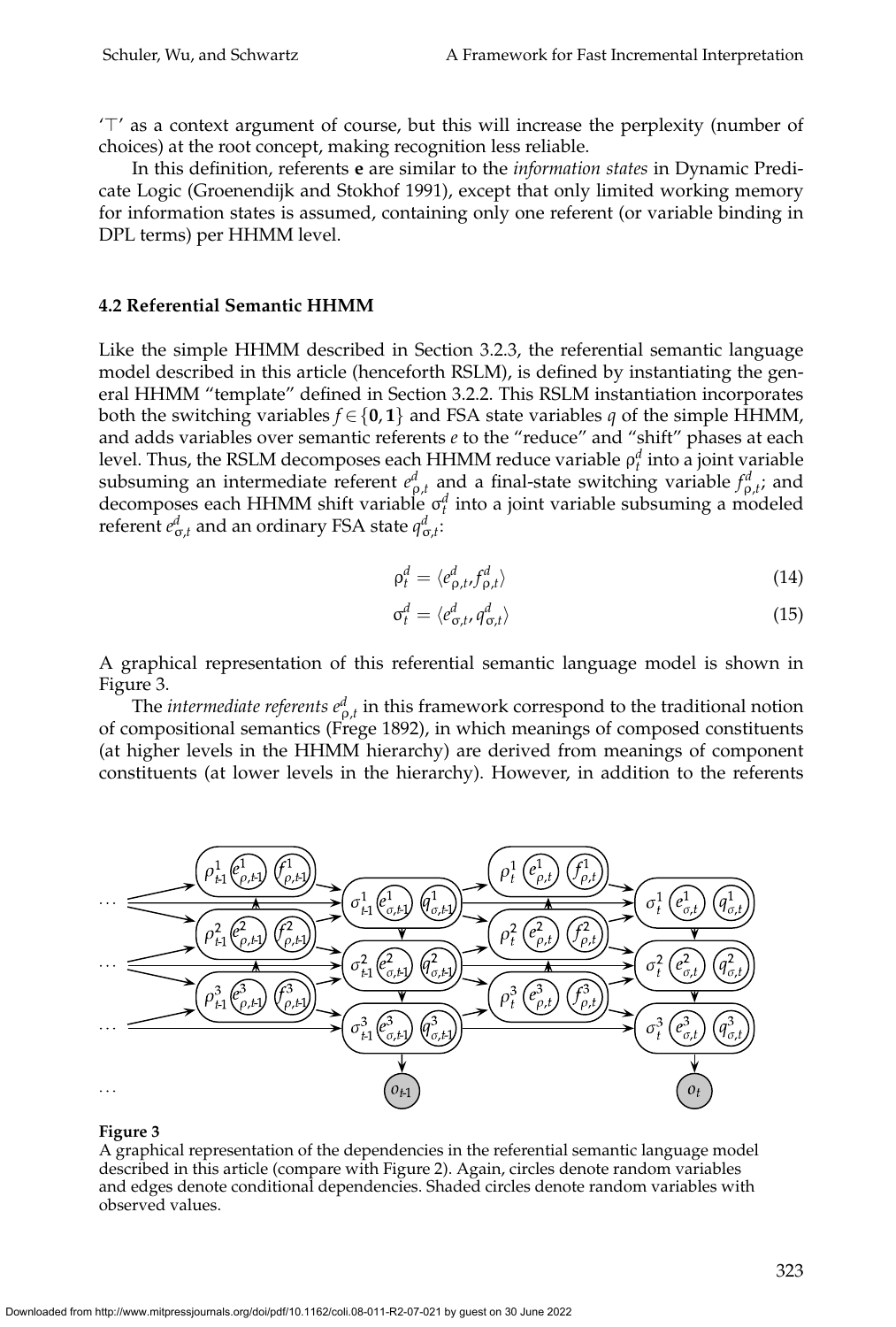'⊤' as a context argument of course, but this will increase the perplexity (number of choices) at the root concept, making recognition less reliable.

In this definition, referents **e** are similar to the *information states* in Dynamic Predicate Logic (Groenendijk and Stokhof 1991), except that only limited working memory for information states is assumed, containing only one referent (or variable binding in DPL terms) per HHMM level.

### 4.2 Referential Semantic HHMM

Like the simple HHMM described in Section 3.2.3, the referential semantic language model described in this article (henceforth RSLM), is defined by instantiating the general HHMM "template" defined in Section 3.2.2. This RSLM instantiation incorporates both the switching variables $f \in \{\mathbf{0}, \mathbf{1}\}$ and FSA state variables $q$ of the simple HHMM, and adds variables over semantic referents $e$ to the "reduce" and "shift" phases at each level. Thus, the RSLM decomposes each HHMM reduce variable $\rho_t^d$ into a joint variable subsuming an intermediate referent $e_{\rho,t}^d$ and a final-state switching variable $f_{\rho,t}^d$; and decomposes each HHMM shift variable $\sigma_t^d$ into a joint variable subsuming a modeled referent $e_{\sigma,t}^d$ and an ordinary FSA state $q_{\sigma,t}^d$:

$$\rho_t^d = \langle e_{\rho,t}^d, f_{\rho,t}^d \rangle \tag{14}$$

$$\sigma_t^d = \langle e_{\sigma,t}^d, q_{\sigma,t}^d \rangle \tag{15}$$

A graphical representation of this referential semantic language model is shown in Figure 3.

The *intermediate referents* $e_{\rho,t}^d$ in this framework correspond to the traditional notion of compositional semantics (Frege 1892), in which meanings of composed constituents (at higher levels in the HHMM hierarchy) are derived from meanings of component constituents (at lower levels in the hierarchy). However, in addition to the referents

**Figure 3**
A graphical representation of the dependencies in the referential semantic language model described in this article (compare with Figure 2). Again, circles denote random variables and edges denote conditional dependencies. Shaded circles denote random variables with observed values.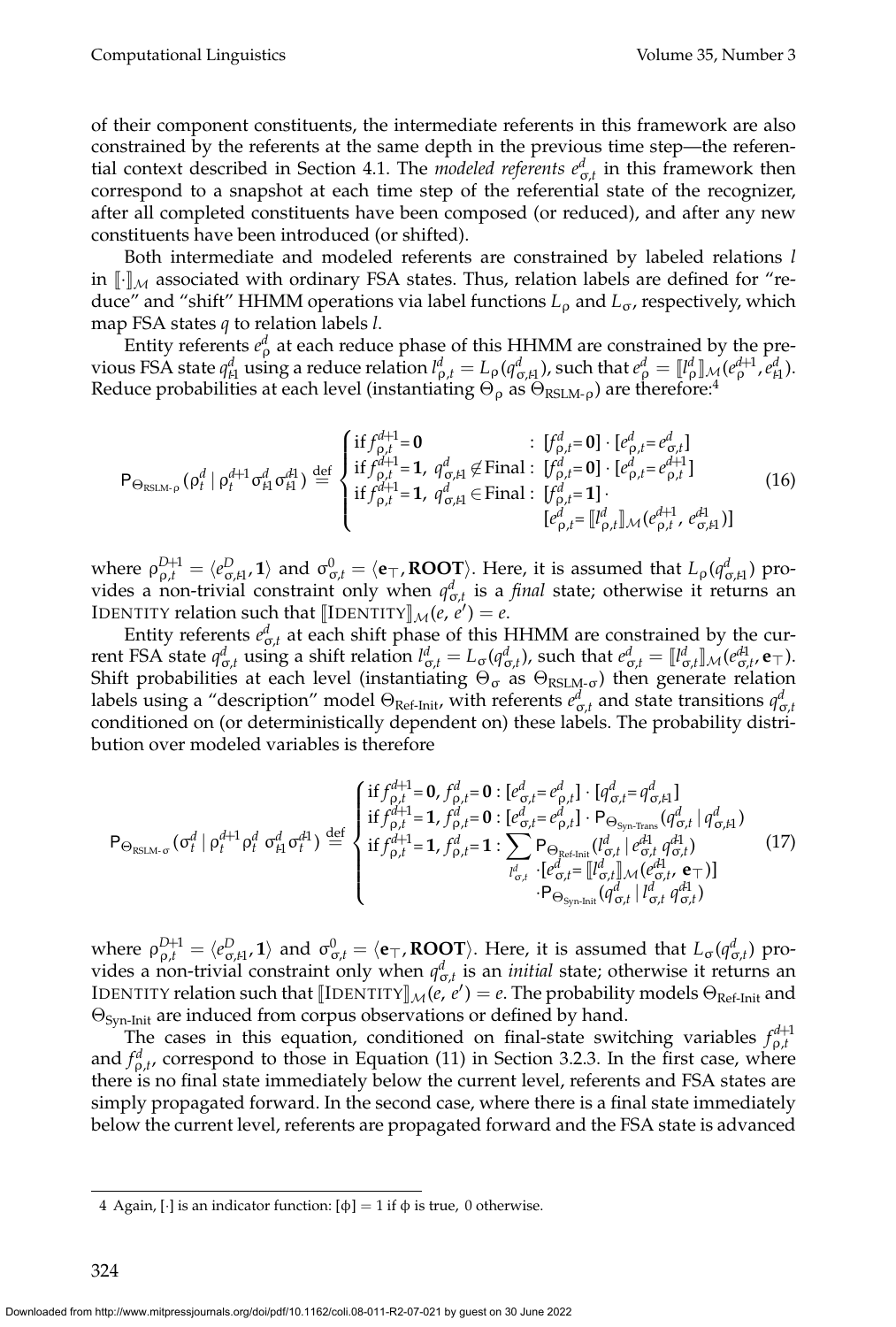of their component constituents, the intermediate referents in this framework are also constrained by the referents at the same depth in the previous time step—the referential context described in Section 4.1. The *modeled referents* $e^d_{\sigma,t}$ in this framework then correspond to a snapshot at each time step of the referential state of the recognizer, after all completed constituents have been composed (or reduced), and after any new constituents have been introduced (or shifted).

Both intermediate and modeled referents are constrained by labeled relations $l$ in $[\![\cdot]\!]_{\mathcal{M}}$ associated with ordinary FSA states. Thus, relation labels are defined for "reduce" and "shift" HHMM operations via label functions $L_\rho$ and $L_\sigma$, respectively, which map FSA states $q$ to relation labels $l$.

Entity referents $e^d_\rho$ at each reduce phase of this HHMM are constrained by the previous FSA state $q^d_{t-1}$ using a reduce relation $l^d_{\rho,t} = L_\rho(q^d_{\sigma,t-1})$, such that $e^d_\rho = [\![l^d_\rho]\!]_{\mathcal{M}}(e^{d+1}_\rho, e^d_{t-1})$. Reduce probabilities at each level (instantiating $\Theta_\rho$ as $\Theta_{\text{RSLM-}\rho}$) are therefore:[4]

$$
\mathsf{P}_{\Theta_{\text{RSLM-}\rho}}(\rho^d_t \mid \rho^{d+1}_t \sigma^d_{t-1} \sigma^{d-1}_{t-1}) \stackrel{\text{def}}{=} \begin{cases} \text{if } f^{d+1}_{\rho,t} = \mathbf{0} & : \ [f^d_{\rho,t} = \mathbf{0}] \cdot [e^d_{\rho,t} = e^d_{\sigma,t}] \\ \text{if } f^{d+1}_{\rho,t} = \mathbf{1},\ q^d_{\sigma,t-1} \not\in \text{Final} : & [f^d_{\rho,t} = \mathbf{0}] \cdot [e^d_{\rho,t} = e^{d+1}_{\rho,t}] \\ \text{if } f^{d+1}_{\rho,t} = \mathbf{1},\ q^d_{\sigma,t-1} \in \text{Final} : & [f^d_{\rho,t} = \mathbf{1}] \cdot \\ & [e^d_{\rho,t} = [\![l^d_{\rho,t}]\!]_{\mathcal{M}}(e^{d+1}_{\rho,t}, e^{d-1}_{\sigma,t-1})] \end{cases} \tag{16}
$$

where $\rho^{D+1}_{\rho,t} = \langle e^D_{\sigma,t-1}, \mathbf{1} \rangle$ and $\sigma^0_{\sigma,t} = \langle \mathbf{e}_\top, \mathbf{ROOT} \rangle$. Here, it is assumed that $L_\rho(q^d_{\sigma,t-1})$ provides a non-trivial constraint only when $q^d_{\sigma,t}$ is a *final* state; otherwise it returns an IDENTITY relation such that $[\![\text{IDENTITY}]\!]_{\mathcal{M}}(e, e') = e$.

Entity referents $e^d_{\sigma,t}$ at each shift phase of this HHMM are constrained by the current FSA state $q^d_{\sigma,t}$ using a shift relation $l^d_{\sigma,t} = L_\sigma(q^d_{\sigma,t})$, such that $e^d_{\sigma,t} = [\![l^d_{\sigma,t}]\!]_{\mathcal{M}}(e^{d-1}_{\sigma,t}, \mathbf{e}_\top)$. Shift probabilities at each level (instantiating $\Theta_\sigma$ as $\Theta_{\text{RSLM-}\sigma}$) then generate relation labels using a "description" model $\Theta_{\text{Ref-Init}}$, with referents $e^d_{\sigma,t}$ and state transitions $q^d_{\sigma,t}$ conditioned on (or deterministically dependent on) these labels. The probability distribution over modeled variables is therefore

$$
\mathsf{P}_{\Theta_{\text{RSLM-}\sigma}}(\sigma^d_t \mid \rho^{d+1}_t \rho^d_t \ \sigma^d_{t-1} \sigma^{d-1}_t) \stackrel{\text{def}}{=} \begin{cases} \text{if } f^{d+1}_{\rho,t} = \mathbf{0}, f^d_{\rho,t} = \mathbf{0} : [e^d_{\sigma,t} = e^d_{\rho,t}] \cdot [q^d_{\sigma,t} = q^d_{\sigma,t-1}] \\ \text{if } f^{d+1}_{\rho,t} = \mathbf{1}, f^d_{\rho,t} = \mathbf{0} : [e^d_{\sigma,t} = e^d_{\rho,t}] \cdot \mathsf{P}_{\Theta_{\text{Syn-Trans}}}(q^d_{\sigma,t} \mid q^d_{\sigma,t-1}) \\ \text{if } f^{d+1}_{\rho,t} = \mathbf{1}, f^d_{\rho,t} = \mathbf{1} : \displaystyle\sum_{l^d_{\sigma,t}} \mathsf{P}_{\Theta_{\text{Ref-Init}}}(l^d_{\sigma,t} \mid e^{d-1}_{\sigma,t}\ q^{d-1}_{\sigma,t}) \\ \qquad\qquad \cdot [e^d_{\sigma,t} = [\![l^d_{\sigma,t}]\!]_{\mathcal{M}}(e^{d-1}_{\sigma,t}, \mathbf{e}_\top)] \\ \qquad\qquad \cdot \mathsf{P}_{\Theta_{\text{Syn-Init}}}(q^d_{\sigma,t} \mid l^d_{\sigma,t}\ q^{d-1}_{\sigma,t}) \end{cases} \tag{17}
$$

where $\rho^{D+1}_{\rho,t} = \langle e^D_{\sigma,t-1}, \mathbf{1} \rangle$ and $\sigma^0_{\sigma,t} = \langle \mathbf{e}_\top, \mathbf{ROOT} \rangle$. Here, it is assumed that $L_\sigma(q^d_{\sigma,t})$ provides a non-trivial constraint only when $q^d_{\sigma,t}$ is an *initial* state; otherwise it returns an IDENTITY relation such that $[\![\text{IDENTITY}]\!]_{\mathcal{M}}(e, e') = e$. The probability models $\Theta_{\text{Ref-Init}}$ and $\Theta_{\text{Syn-Init}}$ are induced from corpus observations or defined by hand.

The cases in this equation, conditioned on final-state switching variables $f^{d+1}_{\rho,t}$ and $f^d_{\rho,t}$, correspond to those in Equation (11) in Section 3.2.3. In the first case, where there is no final state immediately below the current level, referents and FSA states are simply propagated forward. In the second case, where there is a final state immediately below the current level, referents are propagated forward and the FSA state is advanced

4 Again, $[\cdot]$ is an indicator function: $[\phi] = 1$ if $\phi$ is true, 0 otherwise.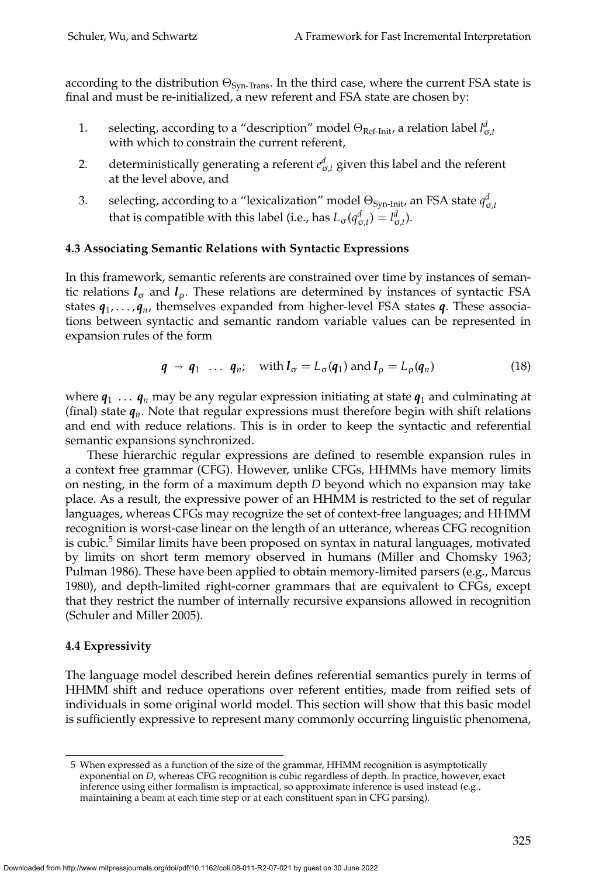according to the distribution $\Theta_{\text{Syn-Trans}}$. In the third case, where the current FSA state is final and must be re-initialized, a new referent and FSA state are chosen by:

1. selecting, according to a "description" model $\Theta_{\text{Ref-Init}}$, a relation label $l^d_{\sigma,t}$ with which to constrain the current referent,
2. deterministically generating a referent $e^d_{\sigma,t}$ given this label and the referent at the level above, and
3. selecting, according to a "lexicalization" model $\Theta_{\text{Syn-Init}}$, an FSA state $q^d_{\sigma,t}$ that is compatible with this label (i.e., has $L_\sigma(q^d_{\sigma,t}) = l^d_{\sigma,t}$).

### 4.3 Associating Semantic Relations with Syntactic Expressions

In this framework, semantic referents are constrained over time by instances of semantic relations $\boldsymbol{l}_\sigma$ and $\boldsymbol{l}_\rho$. These relations are determined by instances of syntactic FSA states $\boldsymbol{q}_1, \ldots, \boldsymbol{q}_n$, themselves expanded from higher-level FSA states $\boldsymbol{q}$. These associations between syntactic and semantic random variable values can be represented in expansion rules of the form

$$\boldsymbol{q} \rightarrow \boldsymbol{q}_1 \;\ldots\; \boldsymbol{q}_n; \quad \text{with } \boldsymbol{l}_\sigma = L_\sigma(\boldsymbol{q}_1) \text{ and } \boldsymbol{l}_\rho = L_\rho(\boldsymbol{q}_n) \tag{18}$$

where $\boldsymbol{q}_1 \ldots \boldsymbol{q}_n$ may be any regular expression initiating at state $\boldsymbol{q}_1$ and culminating at (final) state $\boldsymbol{q}_n$. Note that regular expressions must therefore begin with shift relations and end with reduce relations. This is in order to keep the syntactic and referential semantic expansions synchronized.

These hierarchic regular expressions are defined to resemble expansion rules in a context free grammar (CFG). However, unlike CFGs, HHMMs have memory limits on nesting, in the form of a maximum depth $D$ beyond which no expansion may take place. As a result, the expressive power of an HHMM is restricted to the set of regular languages, whereas CFGs may recognize the set of context-free languages; and HHMM recognition is worst-case linear on the length of an utterance, whereas CFG recognition is cubic.[5] Similar limits have been proposed on syntax in natural languages, motivated by limits on short term memory observed in humans (Miller and Chomsky 1963; Pulman 1986). These have been applied to obtain memory-limited parsers (e.g., Marcus 1980), and depth-limited right-corner grammars that are equivalent to CFGs, except that they restrict the number of internally recursive expansions allowed in recognition (Schuler and Miller 2005).

### 4.4 Expressivity

The language model described herein defines referential semantics purely in terms of HHMM shift and reduce operations over referent entities, made from reified sets of individuals in some original world model. This section will show that this basic model is sufficiently expressive to represent many commonly occurring linguistic phenomena,

---

5 When expressed as a function of the size of the grammar, HHMM recognition is asymptotically exponential on $D$, whereas CFG recognition is cubic regardless of depth. In practice, however, exact inference using either formalism is impractical, so approximate inference is used instead (e.g., maintaining a beam at each time step or at each constituent span in CFG parsing).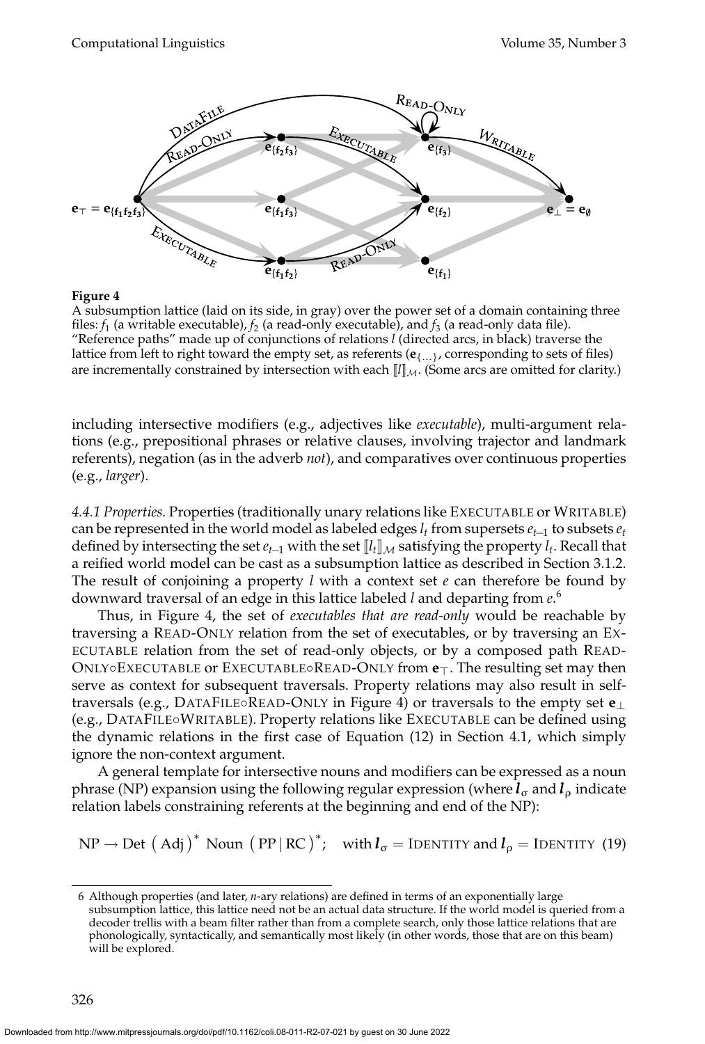**Figure 4**

A subsumption lattice (laid on its side, in gray) over the power set of a domain containing three files: $f_1$ (a writable executable), $f_2$ (a read-only executable), and $f_3$ (a read-only data file). "Reference paths" made up of conjunctions of relations $l$ (directed arcs, in black) traverse the lattice from left to right toward the empty set, as referents ($\mathbf{e}_{\{\ldots\}}$, corresponding to sets of files) are incrementally constrained by intersection with each $[\![l]\!]_{\mathcal{M}}$. (Some arcs are omitted for clarity.)

including intersective modifiers (e.g., adjectives like *executable*), multi-argument relations (e.g., prepositional phrases or relative clauses, involving trajector and landmark referents), negation (as in the adverb *not*), and comparatives over continuous properties (e.g., *larger*).

*4.4.1 Properties.* Properties (traditionally unary relations like EXECUTABLE or WRITABLE) can be represented in the world model as labeled edges $l_t$ from supersets $e_{t-1}$ to subsets $e_t$ defined by intersecting the set $e_{t-1}$ with the set $[\![l_t]\!]_{\mathcal{M}}$ satisfying the property $l_t$. Recall that a reified world model can be cast as a subsumption lattice as described in Section 3.1.2. The result of conjoining a property $l$ with a context set $e$ can therefore be found by downward traversal of an edge in this lattice labeled $l$ and departing from $e$.[6]

Thus, in Figure 4, the set of *executables that are read-only* would be reachable by traversing a READ-ONLY relation from the set of executables, or by traversing an EXECUTABLE relation from the set of read-only objects, or by a composed path READ-ONLY∘EXECUTABLE or EXECUTABLE∘READ-ONLY from $\mathbf{e}_\top$. The resulting set may then serve as context for subsequent traversals. Property relations may also result in self-traversals (e.g., DATAFILE∘READ-ONLY in Figure 4) or traversals to the empty set $\mathbf{e}_\bot$ (e.g., DATAFILE∘WRITABLE). Property relations like EXECUTABLE can be defined using the dynamic relations in the first case of Equation (12) in Section 4.1, which simply ignore the non-context argument.

A general template for intersective nouns and modifiers can be expressed as a noun phrase (NP) expansion using the following regular expression (where $\boldsymbol{l}_\sigma$ and $\boldsymbol{l}_\rho$ indicate relation labels constraining referents at the beginning and end of the NP):

$$\text{NP} \rightarrow \text{Det}\ \left(\text{Adj}\right)^*\ \text{Noun}\ \left(\text{PP}\,|\,\text{RC}\right)^*; \quad \text{with}\ \boldsymbol{l}_\sigma = \text{IDENTITY and}\ \boldsymbol{l}_\rho = \text{IDENTITY} \quad (19)$$

6 Although properties (and later, $n$-ary relations) are defined in terms of an exponentially large subsumption lattice, this lattice need not be an actual data structure. If the world model is queried from a decoder trellis with a beam filter rather than from a complete search, only those lattice relations that are phonologically, syntactically, and semantically most likely (in other words, those that are on this beam) will be explored.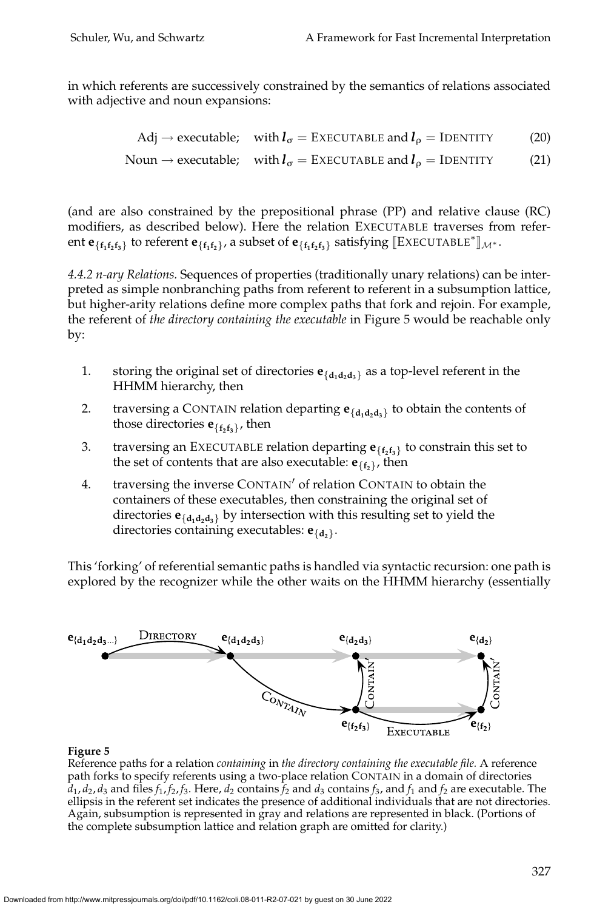in which referents are successively constrained by the semantics of relations associated with adjective and noun expansions:

$$\text{Adj} \rightarrow \text{executable}; \quad \text{with } \boldsymbol{l}_\sigma = \text{EXECUTABLE and } \boldsymbol{l}_\rho = \text{IDENTITY} \tag{20}$$

$$\text{Noun} \rightarrow \text{executable}; \quad \text{with } \boldsymbol{l}_\sigma = \text{EXECUTABLE and } \boldsymbol{l}_\rho = \text{IDENTITY} \tag{21}$$

(and are also constrained by the prepositional phrase (PP) and relative clause (RC) modifiers, as described below). Here the relation EXECUTABLE traverses from referent $\mathbf{e}_{\{f_1 f_2 f_3\}}$ to referent $\mathbf{e}_{\{f_1 f_2\}}$, a subset of $\mathbf{e}_{\{f_1 f_2 f_3\}}$ satisfying $[\![\text{EXECUTABLE}^*]\!]_{\mathcal{M}^*}$.

*4.4.2 n-ary Relations.* Sequences of properties (traditionally unary relations) can be interpreted as simple nonbranching paths from referent to referent in a subsumption lattice, but higher-arity relations define more complex paths that fork and rejoin. For example, the referent of *the directory containing the executable* in Figure 5 would be reachable only by:

1. storing the original set of directories $\mathbf{e}_{\{d_1 d_2 d_3\}}$ as a top-level referent in the HHMM hierarchy, then
2. traversing a CONTAIN relation departing $\mathbf{e}_{\{d_1 d_2 d_3\}}$ to obtain the contents of those directories $\mathbf{e}_{\{f_2 f_3\}}$, then
3. traversing an EXECUTABLE relation departing $\mathbf{e}_{\{f_2 f_3\}}$ to constrain this set to the set of contents that are also executable: $\mathbf{e}_{\{f_2\}}$, then
4. traversing the inverse CONTAIN$'$ of relation CONTAIN to obtain the containers of these executables, then constraining the original set of directories $\mathbf{e}_{\{d_1 d_2 d_3\}}$ by intersection with this resulting set to yield the directories containing executables: $\mathbf{e}_{\{d_2\}}$.

This 'forking' of referential semantic paths is handled via syntactic recursion: one path is explored by the recognizer while the other waits on the HHMM hierarchy (essentially

**Figure 5**
Reference paths for a relation *containing* in *the directory containing the executable file.* A reference path forks to specify referents using a two-place relation CONTAIN in a domain of directories $d_1, d_2, d_3$ and files $f_1, f_2, f_3$. Here, $d_2$ contains $f_2$ and $d_3$ contains $f_3$, and $f_1$ and $f_2$ are executable. The ellipsis in the referent set indicates the presence of additional individuals that are not directories. Again, subsumption is represented in gray and relations are represented in black. (Portions of the complete subsumption lattice and relation graph are omitted for clarity.)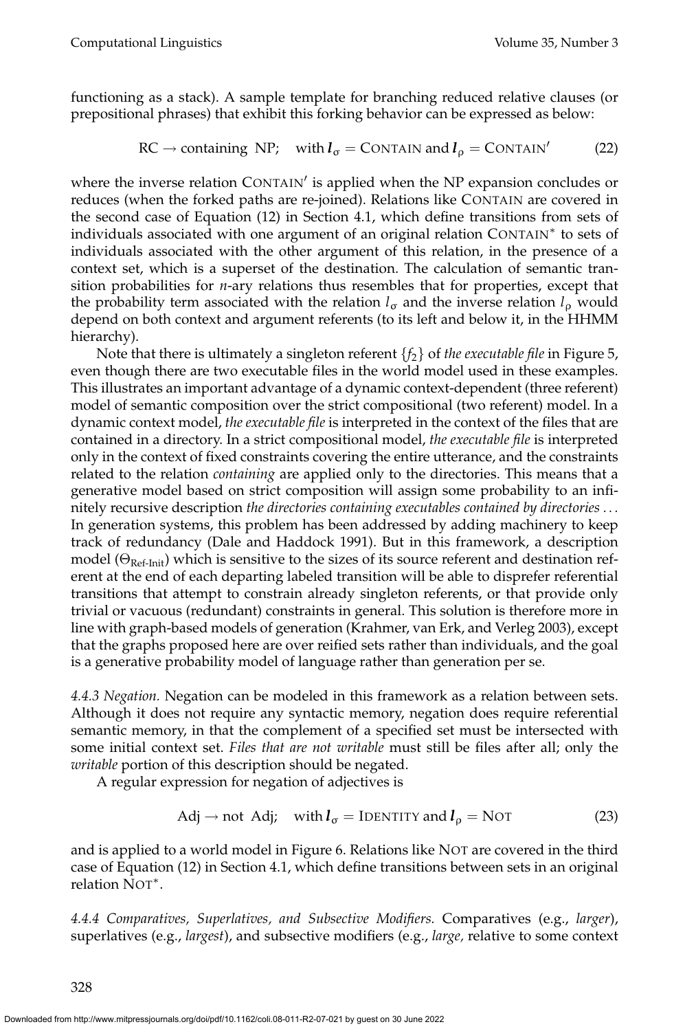functioning as a stack). A sample template for branching reduced relative clauses (or prepositional phrases) that exhibit this forking behavior can be expressed as below:

$$\text{RC} \rightarrow \text{containing NP}; \quad \text{with } \boldsymbol{l}_\sigma = \text{CONTAIN} \text{ and } \boldsymbol{l}_\rho = \text{CONTAIN}' \tag{22}$$

where the inverse relation CONTAIN′ is applied when the NP expansion concludes or reduces (when the forked paths are re-joined). Relations like CONTAIN are covered in the second case of Equation (12) in Section 4.1, which define transitions from sets of individuals associated with one argument of an original relation CONTAIN* to sets of individuals associated with the other argument of this relation, in the presence of a context set, which is a superset of the destination. The calculation of semantic transition probabilities for *n*-ary relations thus resembles that for properties, except that the probability term associated with the relation $l_\sigma$ and the inverse relation $l_\rho$ would depend on both context and argument referents (to its left and below it, in the HHMM hierarchy).

Note that there is ultimately a singleton referent $\{f_2\}$ of *the executable file* in Figure 5, even though there are two executable files in the world model used in these examples. This illustrates an important advantage of a dynamic context-dependent (three referent) model of semantic composition over the strict compositional (two referent) model. In a dynamic context model, *the executable file* is interpreted in the context of the files that are contained in a directory. In a strict compositional model, *the executable file* is interpreted only in the context of fixed constraints covering the entire utterance, and the constraints related to the relation *containing* are applied only to the directories. This means that a generative model based on strict composition will assign some probability to an infinitely recursive description *the directories containing executables contained by directories ...* In generation systems, this problem has been addressed by adding machinery to keep track of redundancy (Dale and Haddock 1991). But in this framework, a description model ($\Theta_{\text{Ref-Init}}$) which is sensitive to the sizes of its source referent and destination referent at the end of each departing labeled transition will be able to disprefer referential transitions that attempt to constrain already singleton referents, or that provide only trivial or vacuous (redundant) constraints in general. This solution is therefore more in line with graph-based models of generation (Krahmer, van Erk, and Verleg 2003), except that the graphs proposed here are over reified sets rather than individuals, and the goal is a generative probability model of language rather than generation per se.

*4.4.3 Negation.* Negation can be modeled in this framework as a relation between sets. Although it does not require any syntactic memory, negation does require referential semantic memory, in that the complement of a specified set must be intersected with some initial context set. *Files that are not writable* must still be files after all; only the *writable* portion of this description should be negated.

A regular expression for negation of adjectives is

$$\text{Adj} \rightarrow \text{not Adj}; \quad \text{with } \boldsymbol{l}_\sigma = \text{IDENTITY} \text{ and } \boldsymbol{l}_\rho = \text{NOT} \tag{23}$$

and is applied to a world model in Figure 6. Relations like NOT are covered in the third case of Equation (12) in Section 4.1, which define transitions between sets in an original relation NOT*.

*4.4.4 Comparatives, Superlatives, and Subsective Modifiers.* Comparatives (e.g., *larger*), superlatives (e.g., *largest*), and subsective modifiers (e.g., *large,* relative to some context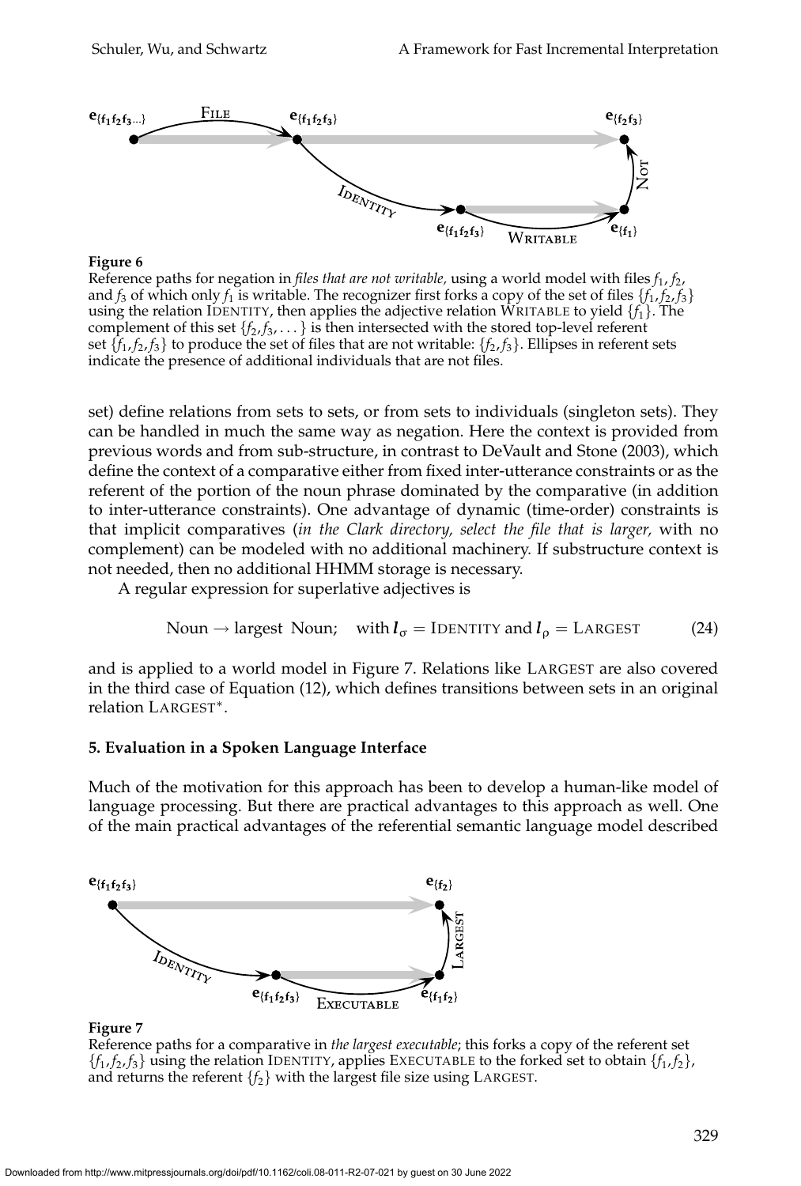**Figure 6**

Reference paths for negation in *files that are not writable,* using a world model with files $f_1$, $f_2$, and $f_3$ of which only $f_1$ is writable. The recognizer first forks a copy of the set of files $\{f_1, f_2, f_3\}$ using the relation IDENTITY, then applies the adjective relation WRITABLE to yield $\{f_1\}$. The complement of this set $\{f_2, f_3, \dots\}$ is then intersected with the stored top-level referent set $\{f_1, f_2, f_3\}$ to produce the set of files that are not writable: $\{f_2, f_3\}$. Ellipses in referent sets indicate the presence of additional individuals that are not files.

set) define relations from sets to sets, or from sets to individuals (singleton sets). They can be handled in much the same way as negation. Here the context is provided from previous words and from sub-structure, in contrast to DeVault and Stone (2003), which define the context of a comparative either from fixed inter-utterance constraints or as the referent of the portion of the noun phrase dominated by the comparative (in addition to inter-utterance constraints). One advantage of dynamic (time-order) constraints is that implicit comparatives (*in the Clark directory, select the file that is larger,* with no complement) can be modeled with no additional machinery. If substructure context is not needed, then no additional HHMM storage is necessary.

A regular expression for superlative adjectives is

$$\text{Noun} \rightarrow \text{largest Noun}; \quad \text{with } \boldsymbol{l}_\sigma = \text{IDENTITY and } \boldsymbol{l}_\rho = \text{LARGEST} \tag{24}$$

and is applied to a world model in Figure 7. Relations like LARGEST are also covered in the third case of Equation (12), which defines transitions between sets in an original relation LARGEST*.

## 5. Evaluation in a Spoken Language Interface

Much of the motivation for this approach has been to develop a human-like model of language processing. But there are practical advantages to this approach as well. One of the main practical advantages of the referential semantic language model described

**Figure 7**

Reference paths for a comparative in *the largest executable*; this forks a copy of the referent set $\{f_1, f_2, f_3\}$ using the relation IDENTITY, applies EXECUTABLE to the forked set to obtain $\{f_1, f_2\}$, and returns the referent $\{f_2\}$ with the largest file size using LARGEST.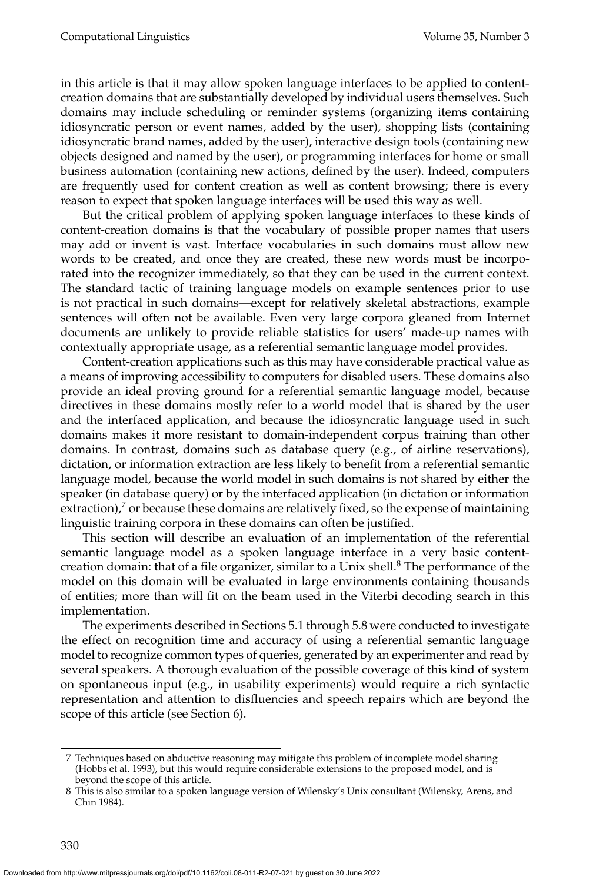in this article is that it may allow spoken language interfaces to be applied to content-creation domains that are substantially developed by individual users themselves. Such domains may include scheduling or reminder systems (organizing items containing idiosyncratic person or event names, added by the user), shopping lists (containing idiosyncratic brand names, added by the user), interactive design tools (containing new objects designed and named by the user), or programming interfaces for home or small business automation (containing new actions, defined by the user). Indeed, computers are frequently used for content creation as well as content browsing; there is every reason to expect that spoken language interfaces will be used this way as well.

But the critical problem of applying spoken language interfaces to these kinds of content-creation domains is that the vocabulary of possible proper names that users may add or invent is vast. Interface vocabularies in such domains must allow new words to be created, and once they are created, these new words must be incorporated into the recognizer immediately, so that they can be used in the current context. The standard tactic of training language models on example sentences prior to use is not practical in such domains—except for relatively skeletal abstractions, example sentences will often not be available. Even very large corpora gleaned from Internet documents are unlikely to provide reliable statistics for users' made-up names with contextually appropriate usage, as a referential semantic language model provides.

Content-creation applications such as this may have considerable practical value as a means of improving accessibility to computers for disabled users. These domains also provide an ideal proving ground for a referential semantic language model, because directives in these domains mostly refer to a world model that is shared by the user and the interfaced application, and because the idiosyncratic language used in such domains makes it more resistant to domain-independent corpus training than other domains. In contrast, domains such as database query (e.g., of airline reservations), dictation, or information extraction are less likely to benefit from a referential semantic language model, because the world model in such domains is not shared by either the speaker (in database query) or by the interfaced application (in dictation or information extraction),[7] or because these domains are relatively fixed, so the expense of maintaining linguistic training corpora in these domains can often be justified.

This section will describe an evaluation of an implementation of the referential semantic language model as a spoken language interface in a very basic content-creation domain: that of a file organizer, similar to a Unix shell.[8] The performance of the model on this domain will be evaluated in large environments containing thousands of entities; more than will fit on the beam used in the Viterbi decoding search in this implementation.

The experiments described in Sections 5.1 through 5.8 were conducted to investigate the effect on recognition time and accuracy of using a referential semantic language model to recognize common types of queries, generated by an experimenter and read by several speakers. A thorough evaluation of the possible coverage of this kind of system on spontaneous input (e.g., in usability experiments) would require a rich syntactic representation and attention to disfluencies and speech repairs which are beyond the scope of this article (see Section 6).

---

7 Techniques based on abductive reasoning may mitigate this problem of incomplete model sharing (Hobbs et al. 1993), but this would require considerable extensions to the proposed model, and is beyond the scope of this article.

8 This is also similar to a spoken language version of Wilensky's Unix consultant (Wilensky, Arens, and Chin 1984).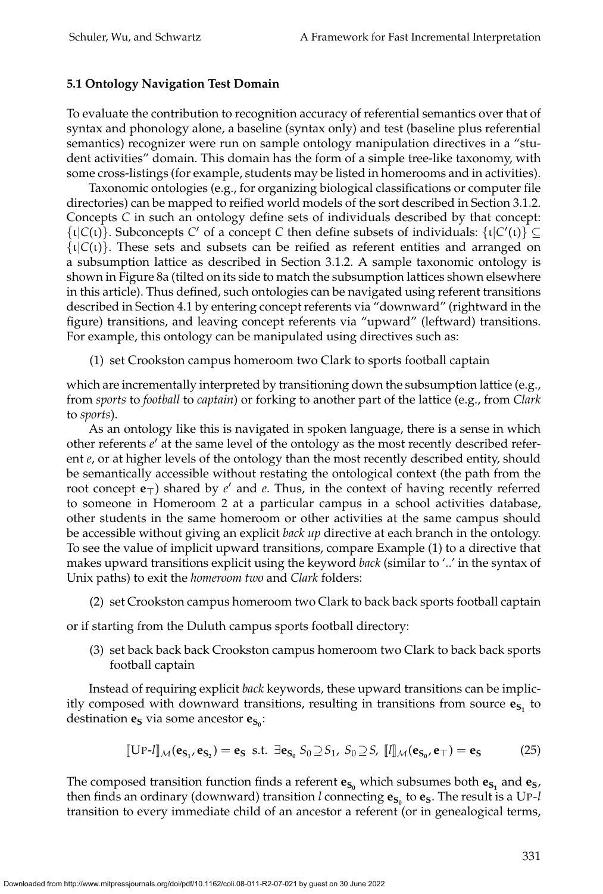### 5.1 Ontology Navigation Test Domain

To evaluate the contribution to recognition accuracy of referential semantics over that of syntax and phonology alone, a baseline (syntax only) and test (baseline plus referential semantics) recognizer were run on sample ontology manipulation directives in a "student activities" domain. This domain has the form of a simple tree-like taxonomy, with some cross-listings (for example, students may be listed in homerooms and in activities).

Taxonomic ontologies (e.g., for organizing biological classifications or computer file directories) can be mapped to reified world models of the sort described in Section 3.1.2. Concepts $C$ in such an ontology define sets of individuals described by that concept: $\{\iota | C(\iota)\}$. Subconcepts $C'$ of a concept $C$ then define subsets of individuals: $\{\iota | C'(\iota)\} \subseteq \{\iota | C(\iota)\}$. These sets and subsets can be reified as referent entities and arranged on a subsumption lattice as described in Section 3.1.2. A sample taxonomic ontology is shown in Figure 8a (tilted on its side to match the subsumption lattices shown elsewhere in this article). Thus defined, such ontologies can be navigated using referent transitions described in Section 4.1 by entering concept referents via "downward" (rightward in the figure) transitions, and leaving concept referents via "upward" (leftward) transitions. For example, this ontology can be manipulated using directives such as:

(1) set Crookston campus homeroom two Clark to sports football captain

which are incrementally interpreted by transitioning down the subsumption lattice (e.g., from *sports* to *football* to *captain*) or forking to another part of the lattice (e.g., from *Clark* to *sports*).

As an ontology like this is navigated in spoken language, there is a sense in which other referents $e'$ at the same level of the ontology as the most recently described referent $e$, or at higher levels of the ontology than the most recently described entity, should be semantically accessible without restating the ontological context (the path from the root concept $\mathbf{e}_\top$) shared by $e'$ and $e$. Thus, in the context of having recently referred to someone in Homeroom 2 at a particular campus in a school activities database, other students in the same homeroom or other activities at the same campus should be accessible without giving an explicit *back up* directive at each branch in the ontology. To see the value of implicit upward transitions, compare Example (1) to a directive that makes upward transitions explicit using the keyword *back* (similar to '..' in the syntax of Unix paths) to exit the *homeroom two* and *Clark* folders:

(2) set Crookston campus homeroom two Clark to back back sports football captain

or if starting from the Duluth campus sports football directory:

(3) set back back back Crookston campus homeroom two Clark to back back sports football captain

Instead of requiring explicit *back* keywords, these upward transitions can be implicitly composed with downward transitions, resulting in transitions from source $\mathbf{e}_{\mathbf{S}_1}$ to destination $\mathbf{e}_{\mathbf{S}}$ via some ancestor $\mathbf{e}_{\mathbf{S}_0}$:

$$[\![\textsc{Up}\text{-}l]\!]_{\mathcal{M}}(\mathbf{e}_{\mathbf{S}_1}, \mathbf{e}_{\mathbf{S}_2}) = \mathbf{e}_{\mathbf{S}} \;\text{ s.t. }\; \exists \mathbf{e}_{\mathbf{S}_0}\; S_0 \supseteq S_1,\; S_0 \supseteq S,\; [\![l]\!]_{\mathcal{M}}(\mathbf{e}_{\mathbf{S}_0}, \mathbf{e}_\top) = \mathbf{e}_{\mathbf{S}} \tag{25}$$

The composed transition function finds a referent $\mathbf{e}_{\mathbf{S}_0}$ which subsumes both $\mathbf{e}_{\mathbf{S}_1}$ and $\mathbf{e}_{\mathbf{S}}$, then finds an ordinary (downward) transition $l$ connecting $\mathbf{e}_{\mathbf{S}_0}$ to $\mathbf{e}_{\mathbf{S}}$. The result is a Up-$l$ transition to every immediate child of an ancestor a referent (or in genealogical terms,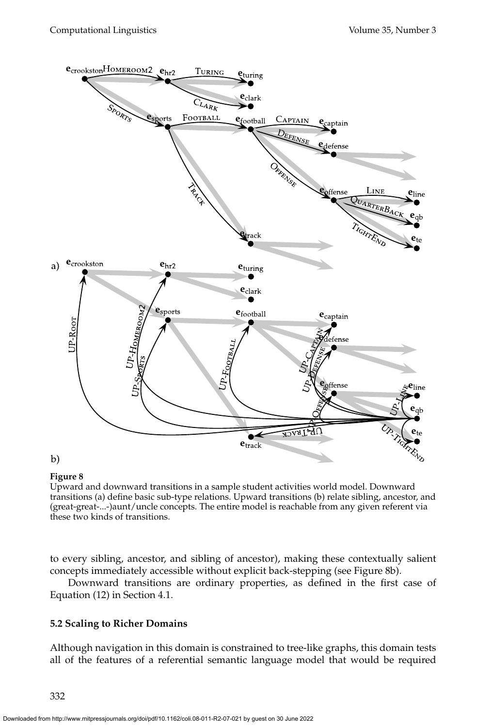**Figure 8**
Upward and downward transitions in a sample student activities world model. Downward transitions (a) define basic sub-type relations. Upward transitions (b) relate sibling, ancestor, and (great-great-...-)aunt/uncle concepts. The entire model is reachable from any given referent via these two kinds of transitions.

to every sibling, ancestor, and sibling of ancestor), making these contextually salient concepts immediately accessible without explicit back-stepping (see Figure 8b).

Downward transitions are ordinary properties, as defined in the first case of Equation (12) in Section 4.1.

### 5.2 Scaling to Richer Domains

Although navigation in this domain is constrained to tree-like graphs, this domain tests all of the features of a referential semantic language model that would be required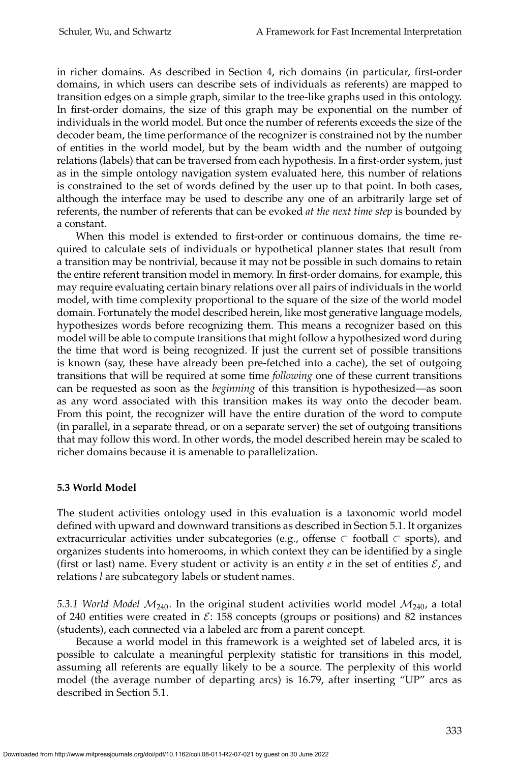in richer domains. As described in Section 4, rich domains (in particular, first-order domains, in which users can describe sets of individuals as referents) are mapped to transition edges on a simple graph, similar to the tree-like graphs used in this ontology. In first-order domains, the size of this graph may be exponential on the number of individuals in the world model. But once the number of referents exceeds the size of the decoder beam, the time performance of the recognizer is constrained not by the number of entities in the world model, but by the beam width and the number of outgoing relations (labels) that can be traversed from each hypothesis. In a first-order system, just as in the simple ontology navigation system evaluated here, this number of relations is constrained to the set of words defined by the user up to that point. In both cases, although the interface may be used to describe any one of an arbitrarily large set of referents, the number of referents that can be evoked *at the next time step* is bounded by a constant.

When this model is extended to first-order or continuous domains, the time required to calculate sets of individuals or hypothetical planner states that result from a transition may be nontrivial, because it may not be possible in such domains to retain the entire referent transition model in memory. In first-order domains, for example, this may require evaluating certain binary relations over all pairs of individuals in the world model, with time complexity proportional to the square of the size of the world model domain. Fortunately the model described herein, like most generative language models, hypothesizes words before recognizing them. This means a recognizer based on this model will be able to compute transitions that might follow a hypothesized word during the time that word is being recognized. If just the current set of possible transitions is known (say, these have already been pre-fetched into a cache), the set of outgoing transitions that will be required at some time *following* one of these current transitions can be requested as soon as the *beginning* of this transition is hypothesized—as soon as any word associated with this transition makes its way onto the decoder beam. From this point, the recognizer will have the entire duration of the word to compute (in parallel, in a separate thread, or on a separate server) the set of outgoing transitions that may follow this word. In other words, the model described herein may be scaled to richer domains because it is amenable to parallelization.

### 5.3 World Model

The student activities ontology used in this evaluation is a taxonomic world model defined with upward and downward transitions as described in Section 5.1. It organizes extracurricular activities under subcategories (e.g., offense $\subset$ football $\subset$ sports), and organizes students into homerooms, in which context they can be identified by a single (first or last) name. Every student or activity is an entity $e$ in the set of entities $\mathcal{E}$, and relations $l$ are subcategory labels or student names.

*5.3.1 World Model $\mathcal{M}_{240}$.* In the original student activities world model $\mathcal{M}_{240}$, a total of 240 entities were created in $\mathcal{E}$: 158 concepts (groups or positions) and 82 instances (students), each connected via a labeled arc from a parent concept.

Because a world model in this framework is a weighted set of labeled arcs, it is possible to calculate a meaningful perplexity statistic for transitions in this model, assuming all referents are equally likely to be a source. The perplexity of this world model (the average number of departing arcs) is 16.79, after inserting "UP" arcs as described in Section 5.1.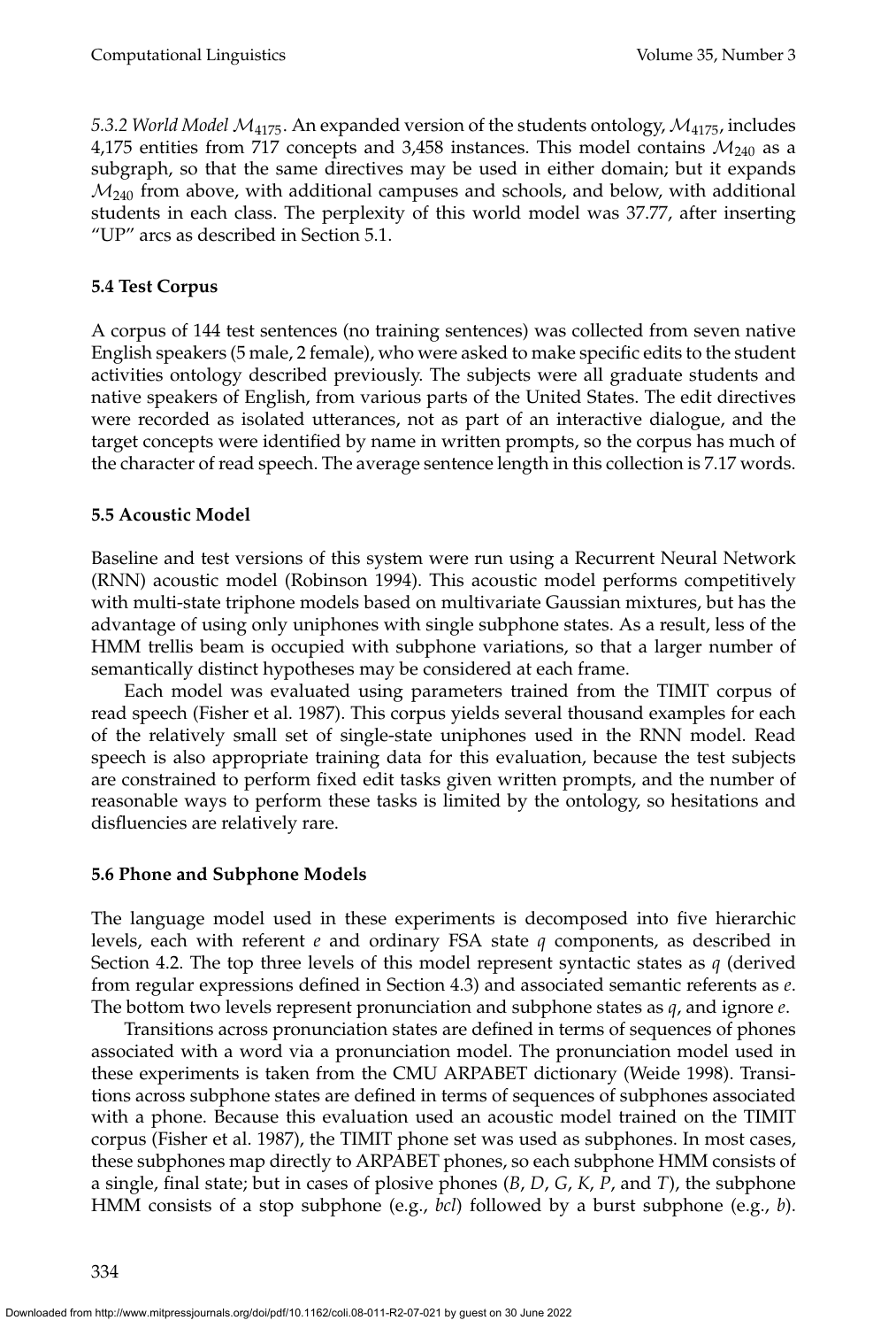*5.3.2 World Model $\mathcal{M}_{4175}$.* An expanded version of the students ontology, $\mathcal{M}_{4175}$, includes 4,175 entities from 717 concepts and 3,458 instances. This model contains $\mathcal{M}_{240}$ as a subgraph, so that the same directives may be used in either domain; but it expands $\mathcal{M}_{240}$ from above, with additional campuses and schools, and below, with additional students in each class. The perplexity of this world model was 37.77, after inserting "UP" arcs as described in Section 5.1.

### 5.4 Test Corpus

A corpus of 144 test sentences (no training sentences) was collected from seven native English speakers (5 male, 2 female), who were asked to make specific edits to the student activities ontology described previously. The subjects were all graduate students and native speakers of English, from various parts of the United States. The edit directives were recorded as isolated utterances, not as part of an interactive dialogue, and the target concepts were identified by name in written prompts, so the corpus has much of the character of read speech. The average sentence length in this collection is 7.17 words.

### 5.5 Acoustic Model

Baseline and test versions of this system were run using a Recurrent Neural Network (RNN) acoustic model (Robinson 1994). This acoustic model performs competitively with multi-state triphone models based on multivariate Gaussian mixtures, but has the advantage of using only uniphones with single subphone states. As a result, less of the HMM trellis beam is occupied with subphone variations, so that a larger number of semantically distinct hypotheses may be considered at each frame.

Each model was evaluated using parameters trained from the TIMIT corpus of read speech (Fisher et al. 1987). This corpus yields several thousand examples for each of the relatively small set of single-state uniphones used in the RNN model. Read speech is also appropriate training data for this evaluation, because the test subjects are constrained to perform fixed edit tasks given written prompts, and the number of reasonable ways to perform these tasks is limited by the ontology, so hesitations and disfluencies are relatively rare.

### 5.6 Phone and Subphone Models

The language model used in these experiments is decomposed into five hierarchic levels, each with referent $e$ and ordinary FSA state $q$ components, as described in Section 4.2. The top three levels of this model represent syntactic states as $q$ (derived from regular expressions defined in Section 4.3) and associated semantic referents as $e$. The bottom two levels represent pronunciation and subphone states as $q$, and ignore $e$.

Transitions across pronunciation states are defined in terms of sequences of phones associated with a word via a pronunciation model. The pronunciation model used in these experiments is taken from the CMU ARPABET dictionary (Weide 1998). Transitions across subphone states are defined in terms of sequences of subphones associated with a phone. Because this evaluation used an acoustic model trained on the TIMIT corpus (Fisher et al. 1987), the TIMIT phone set was used as subphones. In most cases, these subphones map directly to ARPABET phones, so each subphone HMM consists of a single, final state; but in cases of plosive phones (*B*, *D*, *G*, *K*, *P*, and *T*), the subphone HMM consists of a stop subphone (e.g., *bcl*) followed by a burst subphone (e.g., *b*).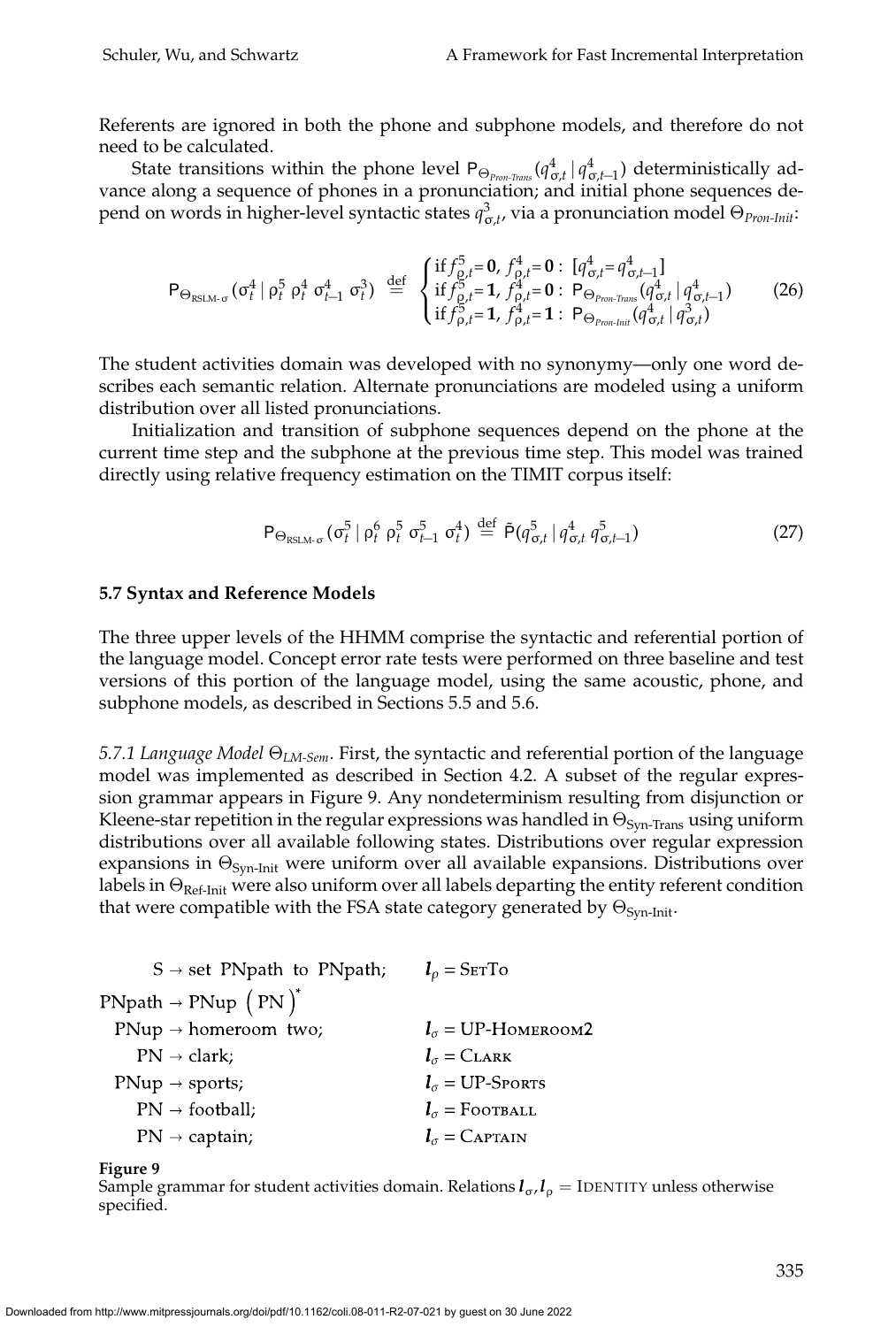Referents are ignored in both the phone and subphone models, and therefore do not need to be calculated.

State transitions within the phone level $\mathsf{P}_{\Theta_{Pron\text{-}Trans}}(q^4_{\sigma,t} \mid q^4_{\sigma,t-1})$ deterministically advance along a sequence of phones in a pronunciation; and initial phone sequences depend on words in higher-level syntactic states $q^3_{\sigma,t}$, via a pronunciation model $\Theta_{Pron\text{-}Init}$:

$$\mathsf{P}_{\Theta_{\text{RSLM-}\sigma}}(\sigma^4_t \mid \rho^5_t\ \rho^4_t\ \sigma^4_{t-1}\ \sigma^3_t) \stackrel{\text{def}}{=} \begin{cases} \text{if } f^5_{\rho,t}=\mathbf{0},\ f^4_{\rho,t}=\mathbf{0}: \ [q^4_{\sigma,t}=q^4_{\sigma,t-1}] \\ \text{if } f^5_{\rho,t}=\mathbf{1},\ f^4_{\rho,t}=\mathbf{0}: \ \mathsf{P}_{\Theta_{Pron\text{-}Trans}}(q^4_{\sigma,t} \mid q^4_{\sigma,t-1}) \\ \text{if } f^5_{\rho,t}=\mathbf{1},\ f^4_{\rho,t}=\mathbf{1}: \ \mathsf{P}_{\Theta_{Pron\text{-}Init}}(q^4_{\sigma,t} \mid q^3_{\sigma,t}) \end{cases} \tag{26}$$

The student activities domain was developed with no synonymy—only one word describes each semantic relation. Alternate pronunciations are modeled using a uniform distribution over all listed pronunciations.

Initialization and transition of subphone sequences depend on the phone at the current time step and the subphone at the previous time step. This model was trained directly using relative frequency estimation on the TIMIT corpus itself:

$$\mathsf{P}_{\Theta_{\text{RSLM-}\sigma}}(\sigma^5_t \mid \rho^6_t\ \rho^5_t\ \sigma^5_{t-1}\ \sigma^4_t) \stackrel{\text{def}}{=} \tilde{\mathsf{P}}(q^5_{\sigma,t} \mid q^4_{\sigma,t}\ q^5_{\sigma,t-1}) \tag{27}$$

### 5.7 Syntax and Reference Models

The three upper levels of the HHMM comprise the syntactic and referential portion of the language model. Concept error rate tests were performed on three baseline and test versions of this portion of the language model, using the same acoustic, phone, and subphone models, as described in Sections 5.5 and 5.6.

*5.7.1 Language Model $\Theta_{LM\text{-}Sem}$.* First, the syntactic and referential portion of the language model was implemented as described in Section 4.2. A subset of the regular expression grammar appears in Figure 9. Any nondeterminism resulting from disjunction or Kleene-star repetition in the regular expressions was handled in $\Theta_{\text{Syn-Trans}}$ using uniform distributions over all available following states. Distributions over regular expression expansions in $\Theta_{\text{Syn-Init}}$ were uniform over all available expansions. Distributions over labels in $\Theta_{\text{Ref-Init}}$ were also uniform over all labels departing the entity referent condition that were compatible with the FSA state category generated by $\Theta_{\text{Syn-Init}}$.

| | |
|---|---|
| S → set PNpath to PNpath; | $\boldsymbol{l}_\rho$ = SetTo |
| PNpath → PNup $\left(\text{PN}\right)^*$ | |
| PNup → homeroom two; | $\boldsymbol{l}_\sigma$ = UP-Homeroom2 |
| PN → clark; | $\boldsymbol{l}_\sigma$ = Clark |
| PNup → sports; | $\boldsymbol{l}_\sigma$ = UP-Sports |
| PN → football; | $\boldsymbol{l}_\sigma$ = Football |
| PN → captain; | $\boldsymbol{l}_\sigma$ = Captain |

**Figure 9**
Sample grammar for student activities domain. Relations $\boldsymbol{l}_\sigma, \boldsymbol{l}_\rho$ = Identity unless otherwise specified.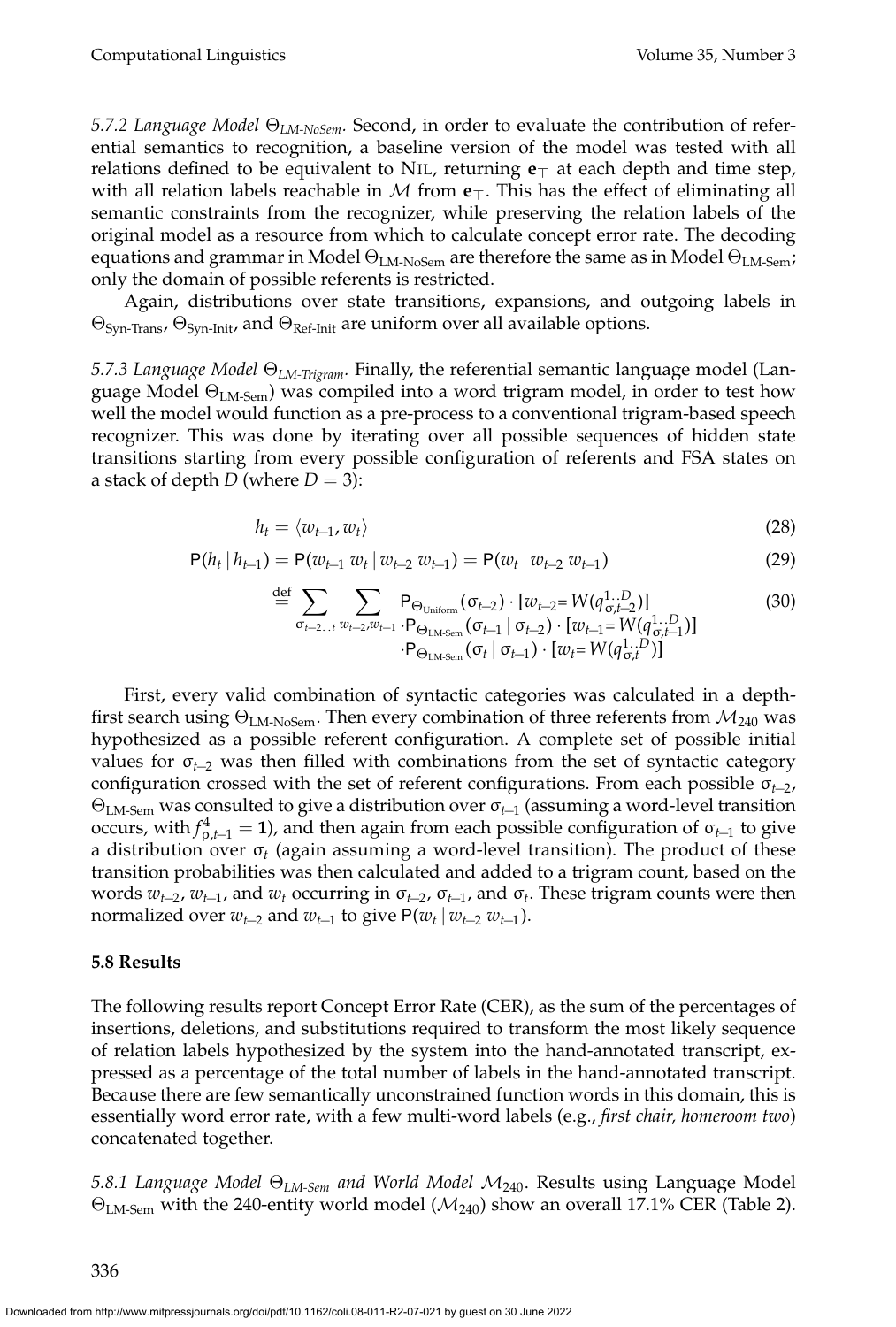*5.7.2 Language Model $\Theta_{LM\text{-}NoSem}$.* Second, in order to evaluate the contribution of referential semantics to recognition, a baseline version of the model was tested with all relations defined to be equivalent to NIL, returning $\mathbf{e}_\top$ at each depth and time step, with all relation labels reachable in $\mathcal{M}$ from $\mathbf{e}_\top$. This has the effect of eliminating all semantic constraints from the recognizer, while preserving the relation labels of the original model as a resource from which to calculate concept error rate. The decoding equations and grammar in Model $\Theta_{\text{LM-NoSem}}$ are therefore the same as in Model $\Theta_{\text{LM-Sem}}$; only the domain of possible referents is restricted.

Again, distributions over state transitions, expansions, and outgoing labels in $\Theta_{\text{Syn-Trans}}$, $\Theta_{\text{Syn-Init}}$, and $\Theta_{\text{Ref-Init}}$ are uniform over all available options.

*5.7.3 Language Model $\Theta_{LM\text{-}Trigram}$.* Finally, the referential semantic language model (Language Model $\Theta_{\text{LM-Sem}}$) was compiled into a word trigram model, in order to test how well the model would function as a pre-process to a conventional trigram-based speech recognizer. This was done by iterating over all possible sequences of hidden state transitions starting from every possible configuration of referents and FSA states on a stack of depth $D$ (where $D = 3$):

$$h_t = \langle w_{t-1}, w_t \rangle \tag{28}$$

$$\mathsf{P}(h_t \mid h_{t-1}) = \mathsf{P}(w_{t-1}\, w_t \mid w_{t-2}\, w_{t-1}) = \mathsf{P}(w_t \mid w_{t-2}\, w_{t-1}) \tag{29}$$

$$\stackrel{\text{def}}{=} \sum_{\sigma_{t-2..t}} \sum_{w_{t-2}, w_{t-1}} \begin{array}{l} \mathsf{P}_{\Theta_{\text{Uniform}}}(\sigma_{t-2}) \cdot [w_{t-2} = W(q^{1..D}_{\sigma,t-2})] \\ \cdot \mathsf{P}_{\Theta_{\text{LM-Sem}}}(\sigma_{t-1} \mid \sigma_{t-2}) \cdot [w_{t-1} = W(q^{1..D}_{\sigma,t-1})] \\ \cdot \mathsf{P}_{\Theta_{\text{LM-Sem}}}(\sigma_t \mid \sigma_{t-1}) \cdot [w_t = W(q^{1..D}_{\sigma,t})] \end{array} \tag{30}$$

First, every valid combination of syntactic categories was calculated in a depth-first search using $\Theta_{\text{LM-NoSem}}$. Then every combination of three referents from $\mathcal{M}_{240}$ was hypothesized as a possible referent configuration. A complete set of possible initial values for $\sigma_{t-2}$ was then filled with combinations from the set of syntactic category configuration crossed with the set of referent configurations. From each possible $\sigma_{t-2}$, $\Theta_{\text{LM-Sem}}$ was consulted to give a distribution over $\sigma_{t-1}$ (assuming a word-level transition occurs, with $f^4_{\rho,t-1} = \mathbf{1}$), and then again from each possible configuration of $\sigma_{t-1}$ to give a distribution over $\sigma_t$ (again assuming a word-level transition). The product of these transition probabilities was then calculated and added to a trigram count, based on the words $w_{t-2}$, $w_{t-1}$, and $w_t$ occurring in $\sigma_{t-2}$, $\sigma_{t-1}$, and $\sigma_t$. These trigram counts were then normalized over $w_{t-2}$ and $w_{t-1}$ to give $\mathsf{P}(w_t \mid w_{t-2}\, w_{t-1})$.

### 5.8 Results

The following results report Concept Error Rate (CER), as the sum of the percentages of insertions, deletions, and substitutions required to transform the most likely sequence of relation labels hypothesized by the system into the hand-annotated transcript, expressed as a percentage of the total number of labels in the hand-annotated transcript. Because there are few semantically unconstrained function words in this domain, this is essentially word error rate, with a few multi-word labels (e.g., *first chair, homeroom two*) concatenated together.

*5.8.1 Language Model $\Theta_{LM\text{-}Sem}$ and World Model $\mathcal{M}_{240}$.* Results using Language Model $\Theta_{\text{LM-Sem}}$ with the 240-entity world model ($\mathcal{M}_{240}$) show an overall 17.1% CER (Table 2).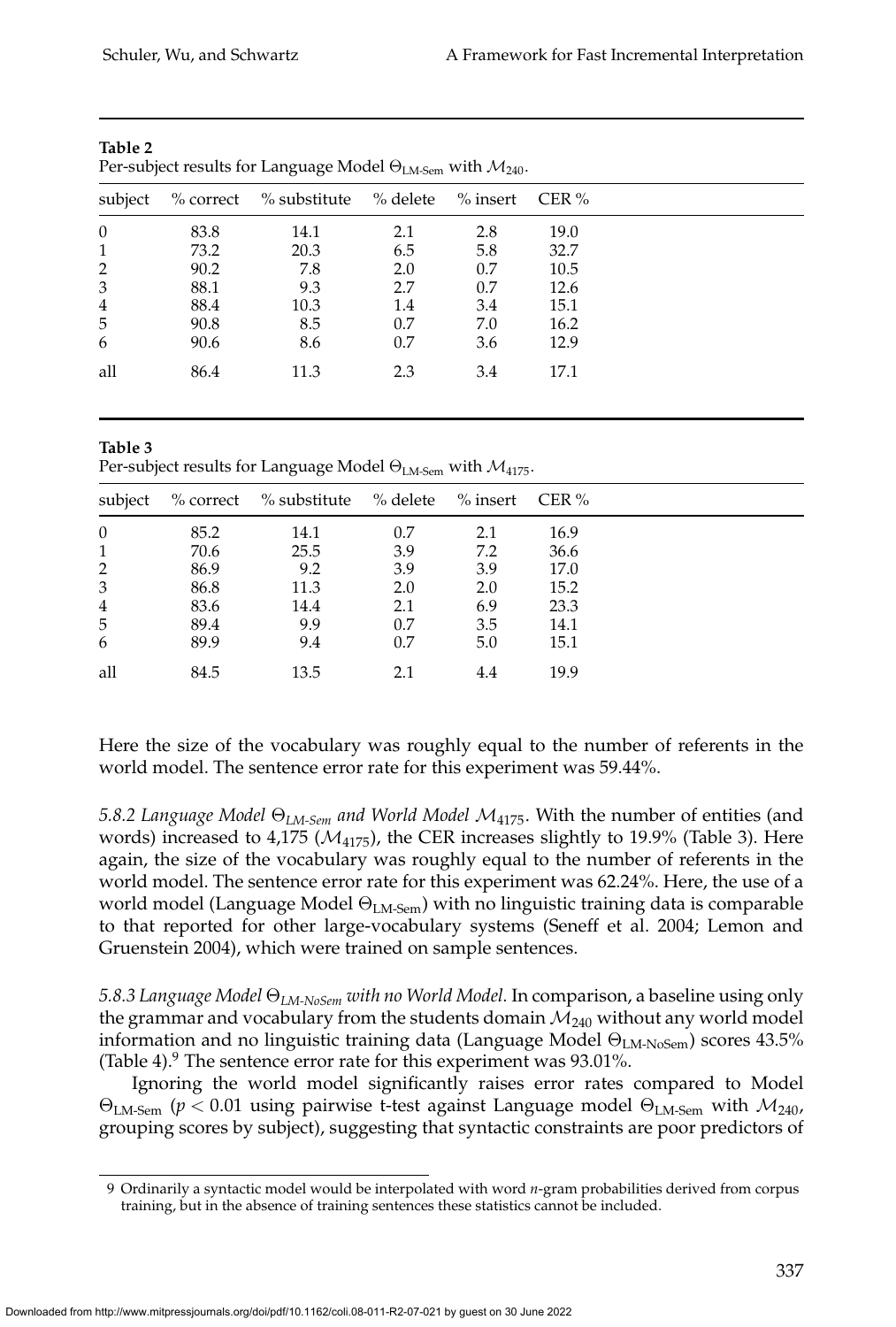**Table 2**
Per-subject results for Language Model $\Theta_{\text{LM-Sem}}$ with $\mathcal{M}_{240}$.

| subject | % correct | % substitute | % delete | % insert | CER % |
|---|---|---|---|---|---|
| 0 | 83.8 | 14.1 | 2.1 | 2.8 | 19.0 |
| 1 | 73.2 | 20.3 | 6.5 | 5.8 | 32.7 |
| 2 | 90.2 | 7.8 | 2.0 | 0.7 | 10.5 |
| 3 | 88.1 | 9.3 | 2.7 | 0.7 | 12.6 |
| 4 | 88.4 | 10.3 | 1.4 | 3.4 | 15.1 |
| 5 | 90.8 | 8.5 | 0.7 | 7.0 | 16.2 |
| 6 | 90.6 | 8.6 | 0.7 | 3.6 | 12.9 |
| all | 86.4 | 11.3 | 2.3 | 3.4 | 17.1 |

**Table 3**
Per-subject results for Language Model $\Theta_{\text{LM-Sem}}$ with $\mathcal{M}_{4175}$.

| subject | % correct | % substitute | % delete | % insert | CER % |
|---|---|---|---|---|---|
| 0 | 85.2 | 14.1 | 0.7 | 2.1 | 16.9 |
| 1 | 70.6 | 25.5 | 3.9 | 7.2 | 36.6 |
| 2 | 86.9 | 9.2 | 3.9 | 3.9 | 17.0 |
| 3 | 86.8 | 11.3 | 2.0 | 2.0 | 15.2 |
| 4 | 83.6 | 14.4 | 2.1 | 6.9 | 23.3 |
| 5 | 89.4 | 9.9 | 0.7 | 3.5 | 14.1 |
| 6 | 89.9 | 9.4 | 0.7 | 5.0 | 15.1 |
| all | 84.5 | 13.5 | 2.1 | 4.4 | 19.9 |

Here the size of the vocabulary was roughly equal to the number of referents in the world model. The sentence error rate for this experiment was 59.44%.

*5.8.2 Language Model $\Theta_{LM\text{-}Sem}$ and World Model $\mathcal{M}_{4175}$.* With the number of entities (and words) increased to 4,175 ($\mathcal{M}_{4175}$), the CER increases slightly to 19.9% (Table 3). Here again, the size of the vocabulary was roughly equal to the number of referents in the world model. The sentence error rate for this experiment was 62.24%. Here, the use of a world model (Language Model $\Theta_{\text{LM-Sem}}$) with no linguistic training data is comparable to that reported for other large-vocabulary systems (Seneff et al. 2004; Lemon and Gruenstein 2004), which were trained on sample sentences.

*5.8.3 Language Model $\Theta_{LM\text{-}NoSem}$ with no World Model.* In comparison, a baseline using only the grammar and vocabulary from the students domain $\mathcal{M}_{240}$ without any world model information and no linguistic training data (Language Model $\Theta_{\text{LM-NoSem}}$) scores 43.5% (Table 4).[9] The sentence error rate for this experiment was 93.01%.

Ignoring the world model significantly raises error rates compared to Model $\Theta_{\text{LM-Sem}}$ ($p < 0.01$ using pairwise t-test against Language model $\Theta_{\text{LM-Sem}}$ with $\mathcal{M}_{240}$, grouping scores by subject), suggesting that syntactic constraints are poor predictors of

9 Ordinarily a syntactic model would be interpolated with word *n*-gram probabilities derived from corpus training, but in the absence of training sentences these statistics cannot be included.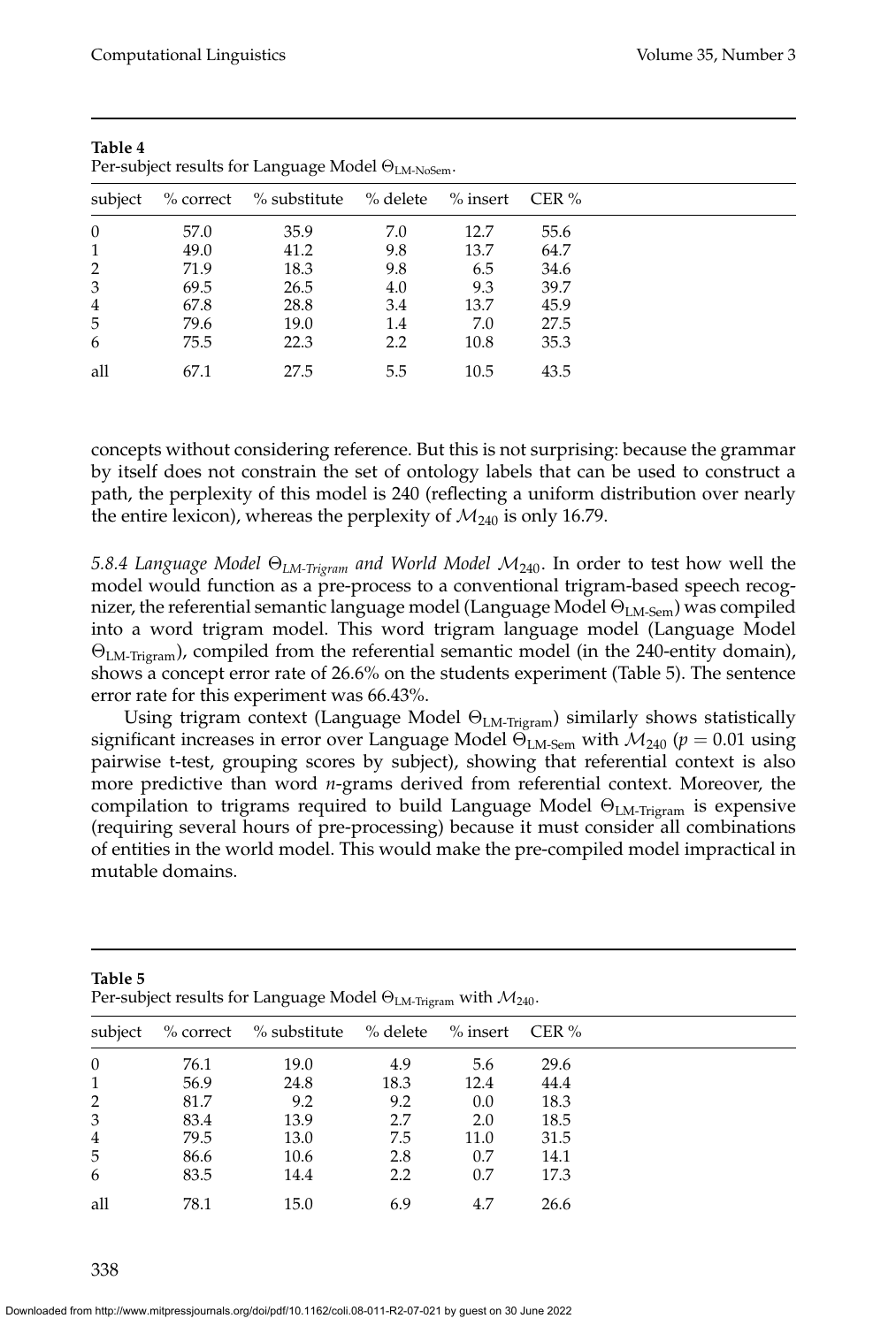**Table 4**
Per-subject results for Language Model $\Theta_{\text{LM-NoSem}}$.

| subject | % correct | % substitute | % delete | % insert | CER % |
|---|---|---|---|---|---|
| 0 | 57.0 | 35.9 | 7.0 | 12.7 | 55.6 |
| 1 | 49.0 | 41.2 | 9.8 | 13.7 | 64.7 |
| 2 | 71.9 | 18.3 | 9.8 | 6.5 | 34.6 |
| 3 | 69.5 | 26.5 | 4.0 | 9.3 | 39.7 |
| 4 | 67.8 | 28.8 | 3.4 | 13.7 | 45.9 |
| 5 | 79.6 | 19.0 | 1.4 | 7.0 | 27.5 |
| 6 | 75.5 | 22.3 | 2.2 | 10.8 | 35.3 |
| all | 67.1 | 27.5 | 5.5 | 10.5 | 43.5 |

concepts without considering reference. But this is not surprising: because the grammar by itself does not constrain the set of ontology labels that can be used to construct a path, the perplexity of this model is 240 (reflecting a uniform distribution over nearly the entire lexicon), whereas the perplexity of $\mathcal{M}_{240}$ is only 16.79.

*5.8.4 Language Model $\Theta_{LM\text{-}Trigram}$ and World Model $\mathcal{M}_{240}$.* In order to test how well the model would function as a pre-process to a conventional trigram-based speech recognizer, the referential semantic language model (Language Model $\Theta_{\text{LM-Sem}}$) was compiled into a word trigram model. This word trigram language model (Language Model $\Theta_{\text{LM-Trigram}}$), compiled from the referential semantic model (in the 240-entity domain), shows a concept error rate of 26.6% on the students experiment (Table 5). The sentence error rate for this experiment was 66.43%.

Using trigram context (Language Model $\Theta_{\text{LM-Trigram}}$) similarly shows statistically significant increases in error over Language Model $\Theta_{\text{LM-Sem}}$ with $\mathcal{M}_{240}$ ($p = 0.01$ using pairwise t-test, grouping scores by subject), showing that referential context is also more predictive than word *n*-grams derived from referential context. Moreover, the compilation to trigrams required to build Language Model $\Theta_{\text{LM-Trigram}}$ is expensive (requiring several hours of pre-processing) because it must consider all combinations of entities in the world model. This would make the pre-compiled model impractical in mutable domains.

**Table 5**
Per-subject results for Language Model $\Theta_{\text{LM-Trigram}}$ with $\mathcal{M}_{240}$.

| subject | % correct | % substitute | % delete | % insert | CER % |
|---|---|---|---|---|---|
| 0 | 76.1 | 19.0 | 4.9 | 5.6 | 29.6 |
| 1 | 56.9 | 24.8 | 18.3 | 12.4 | 44.4 |
| 2 | 81.7 | 9.2 | 9.2 | 0.0 | 18.3 |
| 3 | 83.4 | 13.9 | 2.7 | 2.0 | 18.5 |
| 4 | 79.5 | 13.0 | 7.5 | 11.0 | 31.5 |
| 5 | 86.6 | 10.6 | 2.8 | 0.7 | 14.1 |
| 6 | 83.5 | 14.4 | 2.2 | 0.7 | 17.3 |
| all | 78.1 | 15.0 | 6.9 | 4.7 | 26.6 |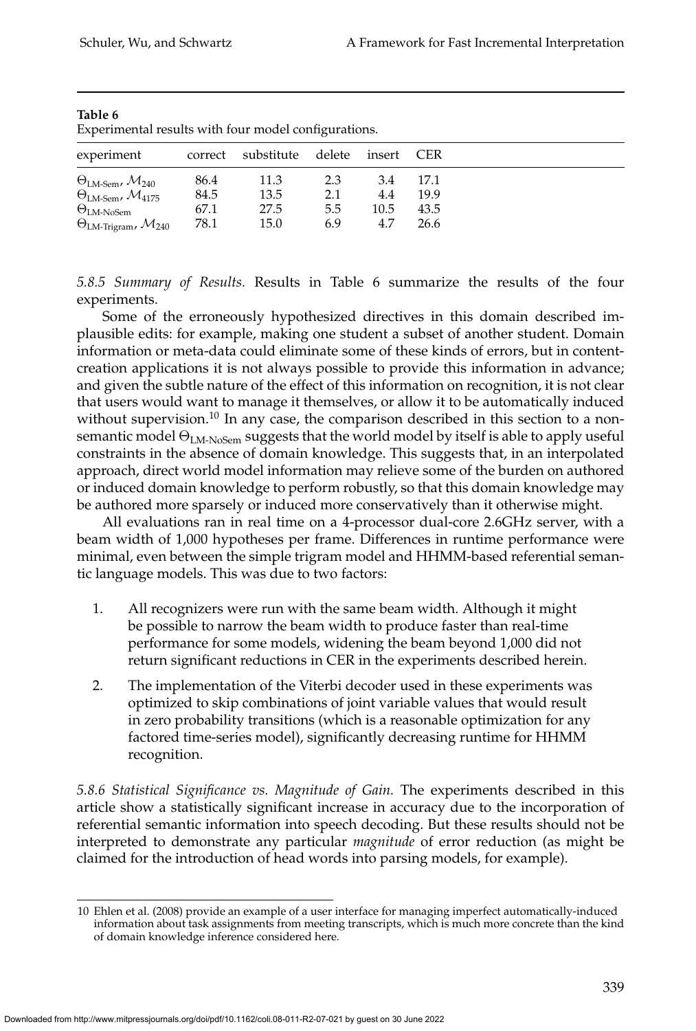**Table 6**
Experimental results with four model configurations.

| experiment | correct | substitute | delete | insert | CER |
|---|---|---|---|---|---|
| $\Theta_{\text{LM-Sem}}, \mathcal{M}_{240}$ | 86.4 | 11.3 | 2.3 | 3.4 | 17.1 |
| $\Theta_{\text{LM-Sem}}, \mathcal{M}_{4175}$ | 84.5 | 13.5 | 2.1 | 4.4 | 19.9 |
| $\Theta_{\text{LM-NoSem}}$ | 67.1 | 27.5 | 5.5 | 10.5 | 43.5 |
| $\Theta_{\text{LM-Trigram}}, \mathcal{M}_{240}$ | 78.1 | 15.0 | 6.9 | 4.7 | 26.6 |

*5.8.5 Summary of Results.* Results in Table 6 summarize the results of the four experiments.

Some of the erroneously hypothesized directives in this domain described implausible edits: for example, making one student a subset of another student. Domain information or meta-data could eliminate some of these kinds of errors, but in content-creation applications it is not always possible to provide this information in advance; and given the subtle nature of the effect of this information on recognition, it is not clear that users would want to manage it themselves, or allow it to be automatically induced without supervision.[10] In any case, the comparison described in this section to a non-semantic model $\Theta_{\text{LM-NoSem}}$ suggests that the world model by itself is able to apply useful constraints in the absence of domain knowledge. This suggests that, in an interpolated approach, direct world model information may relieve some of the burden on authored or induced domain knowledge to perform robustly, so that this domain knowledge may be authored more sparsely or induced more conservatively than it otherwise might.

All evaluations ran in real time on a 4-processor dual-core 2.6GHz server, with a beam width of 1,000 hypotheses per frame. Differences in runtime performance were minimal, even between the simple trigram model and HHMM-based referential semantic language models. This was due to two factors:

1. All recognizers were run with the same beam width. Although it might be possible to narrow the beam width to produce faster than real-time performance for some models, widening the beam beyond 1,000 did not return significant reductions in CER in the experiments described herein.
2. The implementation of the Viterbi decoder used in these experiments was optimized to skip combinations of joint variable values that would result in zero probability transitions (which is a reasonable optimization for any factored time-series model), significantly decreasing runtime for HHMM recognition.

*5.8.6 Statistical Significance vs. Magnitude of Gain.* The experiments described in this article show a statistically significant increase in accuracy due to the incorporation of referential semantic information into speech decoding. But these results should not be interpreted to demonstrate any particular *magnitude* of error reduction (as might be claimed for the introduction of head words into parsing models, for example).

10 Ehlen et al. (2008) provide an example of a user interface for managing imperfect automatically-induced information about task assignments from meeting transcripts, which is much more concrete than the kind of domain knowledge inference considered here.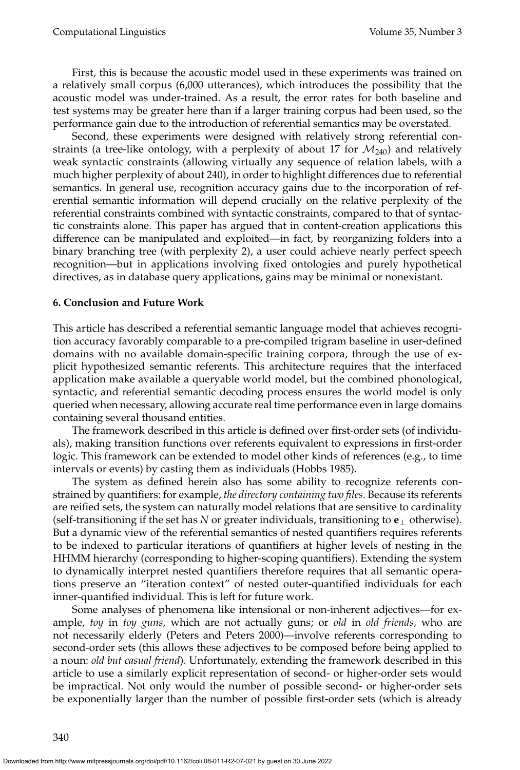First, this is because the acoustic model used in these experiments was trained on a relatively small corpus (6,000 utterances), which introduces the possibility that the acoustic model was under-trained. As a result, the error rates for both baseline and test systems may be greater here than if a larger training corpus had been used, so the performance gain due to the introduction of referential semantics may be overstated.

Second, these experiments were designed with relatively strong referential constraints (a tree-like ontology, with a perplexity of about 17 for $\mathcal{M}_{240}$) and relatively weak syntactic constraints (allowing virtually any sequence of relation labels, with a much higher perplexity of about 240), in order to highlight differences due to referential semantics. In general use, recognition accuracy gains due to the incorporation of referential semantic information will depend crucially on the relative perplexity of the referential constraints combined with syntactic constraints, compared to that of syntactic constraints alone. This paper has argued that in content-creation applications this difference can be manipulated and exploited—in fact, by reorganizing folders into a binary branching tree (with perplexity 2), a user could achieve nearly perfect speech recognition—but in applications involving fixed ontologies and purely hypothetical directives, as in database query applications, gains may be minimal or nonexistant.

## 6. Conclusion and Future Work

This article has described a referential semantic language model that achieves recognition accuracy favorably comparable to a pre-compiled trigram baseline in user-defined domains with no available domain-specific training corpora, through the use of explicit hypothesized semantic referents. This architecture requires that the interfaced application make available a queryable world model, but the combined phonological, syntactic, and referential semantic decoding process ensures the world model is only queried when necessary, allowing accurate real time performance even in large domains containing several thousand entities.

The framework described in this article is defined over first-order sets (of individuals), making transition functions over referents equivalent to expressions in first-order logic. This framework can be extended to model other kinds of references (e.g., to time intervals or events) by casting them as individuals (Hobbs 1985).

The system as defined herein also has some ability to recognize referents constrained by quantifiers: for example, *the directory containing two files.* Because its referents are reified sets, the system can naturally model relations that are sensitive to cardinality (self-transitioning if the set has $N$ or greater individuals, transitioning to $\mathbf{e}_\perp$ otherwise). But a dynamic view of the referential semantics of nested quantifiers requires referents to be indexed to particular iterations of quantifiers at higher levels of nesting in the HHMM hierarchy (corresponding to higher-scoping quantifiers). Extending the system to dynamically interpret nested quantifiers therefore requires that all semantic operations preserve an "iteration context" of nested outer-quantified individuals for each inner-quantified individual. This is left for future work.

Some analyses of phenomena like intensional or non-inherent adjectives—for example, *toy* in *toy guns,* which are not actually guns; or *old* in *old friends,* who are not necessarily elderly (Peters and Peters 2000)—involve referents corresponding to second-order sets (this allows these adjectives to be composed before being applied to a noun: *old but casual friend*). Unfortunately, extending the framework described in this article to use a similarly explicit representation of second- or higher-order sets would be impractical. Not only would the number of possible second- or higher-order sets be exponentially larger than the number of possible first-order sets (which is already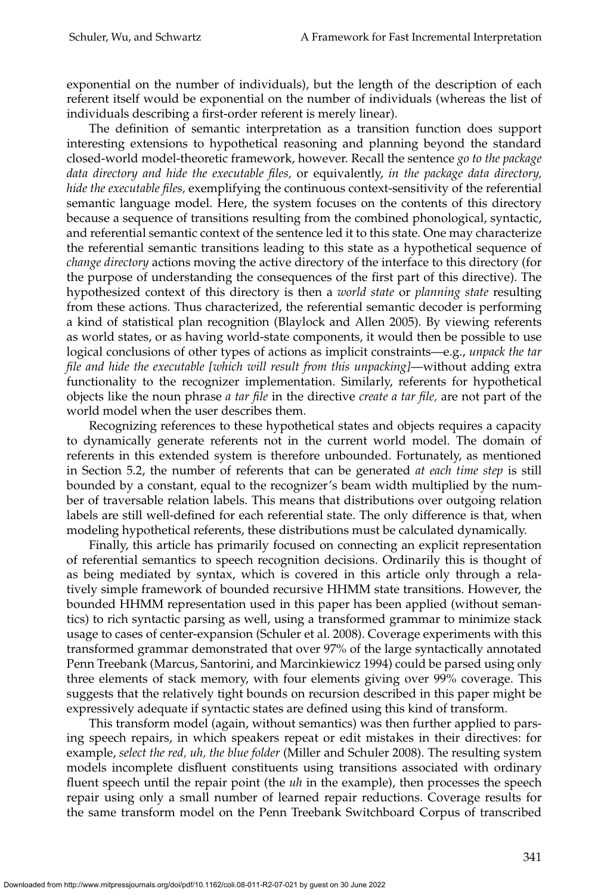exponential on the number of individuals), but the length of the description of each referent itself would be exponential on the number of individuals (whereas the list of individuals describing a first-order referent is merely linear).

The definition of semantic interpretation as a transition function does support interesting extensions to hypothetical reasoning and planning beyond the standard closed-world model-theoretic framework, however. Recall the sentence *go to the package data directory and hide the executable files,* or equivalently, *in the package data directory, hide the executable files,* exemplifying the continuous context-sensitivity of the referential semantic language model. Here, the system focuses on the contents of this directory because a sequence of transitions resulting from the combined phonological, syntactic, and referential semantic context of the sentence led it to this state. One may characterize the referential semantic transitions leading to this state as a hypothetical sequence of *change directory* actions moving the active directory of the interface to this directory (for the purpose of understanding the consequences of the first part of this directive). The hypothesized context of this directory is then a *world state* or *planning state* resulting from these actions. Thus characterized, the referential semantic decoder is performing a kind of statistical plan recognition (Blaylock and Allen 2005). By viewing referents as world states, or as having world-state components, it would then be possible to use logical conclusions of other types of actions as implicit constraints—e.g., *unpack the tar file and hide the executable [which will result from this unpacking]*—without adding extra functionality to the recognizer implementation. Similarly, referents for hypothetical objects like the noun phrase *a tar file* in the directive *create a tar file,* are not part of the world model when the user describes them.

Recognizing references to these hypothetical states and objects requires a capacity to dynamically generate referents not in the current world model. The domain of referents in this extended system is therefore unbounded. Fortunately, as mentioned in Section 5.2, the number of referents that can be generated *at each time step* is still bounded by a constant, equal to the recognizer's beam width multiplied by the number of traversable relation labels. This means that distributions over outgoing relation labels are still well-defined for each referential state. The only difference is that, when modeling hypothetical referents, these distributions must be calculated dynamically.

Finally, this article has primarily focused on connecting an explicit representation of referential semantics to speech recognition decisions. Ordinarily this is thought of as being mediated by syntax, which is covered in this article only through a relatively simple framework of bounded recursive HHMM state transitions. However, the bounded HHMM representation used in this paper has been applied (without semantics) to rich syntactic parsing as well, using a transformed grammar to minimize stack usage to cases of center-expansion (Schuler et al. 2008). Coverage experiments with this transformed grammar demonstrated that over 97% of the large syntactically annotated Penn Treebank (Marcus, Santorini, and Marcinkiewicz 1994) could be parsed using only three elements of stack memory, with four elements giving over 99% coverage. This suggests that the relatively tight bounds on recursion described in this paper might be expressively adequate if syntactic states are defined using this kind of transform.

This transform model (again, without semantics) was then further applied to parsing speech repairs, in which speakers repeat or edit mistakes in their directives: for example, *select the red, uh, the blue folder* (Miller and Schuler 2008). The resulting system models incomplete disfluent constituents using transitions associated with ordinary fluent speech until the repair point (the *uh* in the example), then processes the speech repair using only a small number of learned repair reductions. Coverage results for the same transform model on the Penn Treebank Switchboard Corpus of transcribed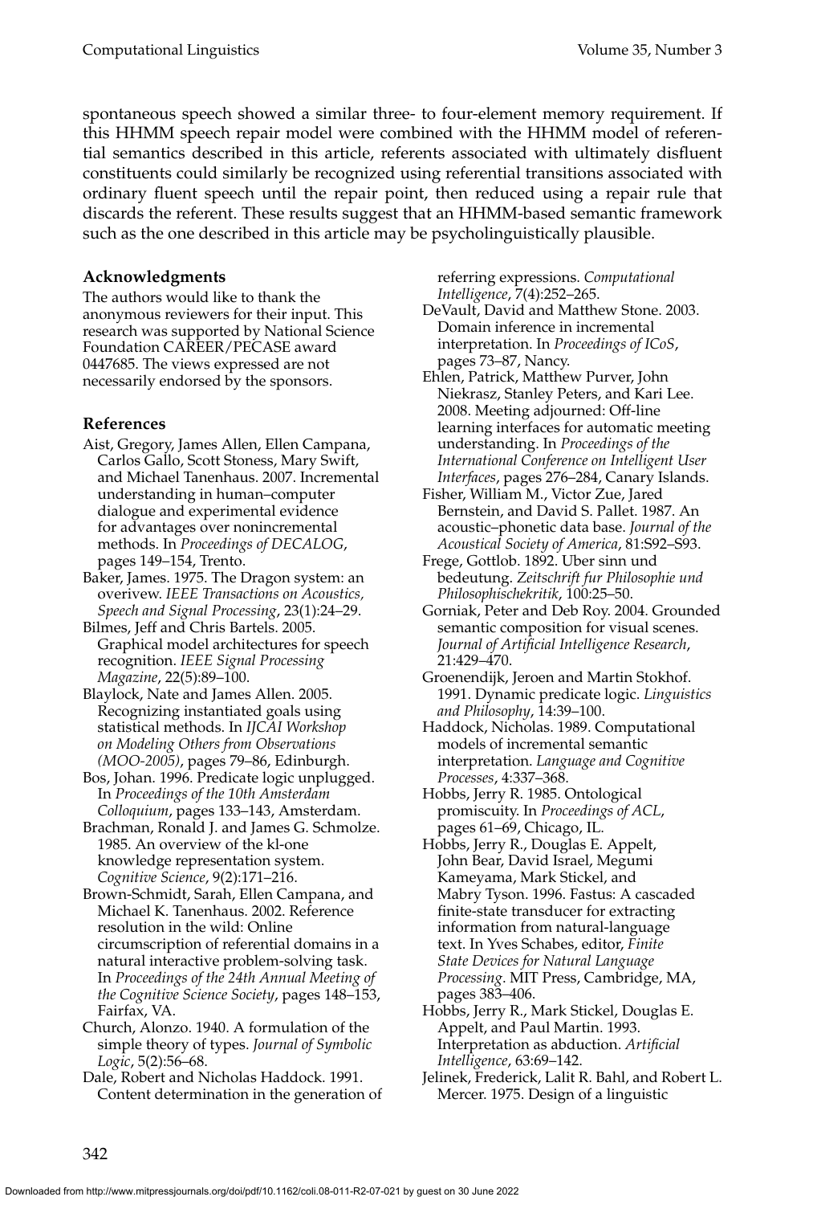spontaneous speech showed a similar three- to four-element memory requirement. If this HHMM speech repair model were combined with the HHMM model of referential semantics described in this article, referents associated with ultimately disfluent constituents could similarly be recognized using referential transitions associated with ordinary fluent speech until the repair point, then reduced using a repair rule that discards the referent. These results suggest that an HHMM-based semantic framework such as the one described in this article may be psycholinguistically plausible.

## Acknowledgments

The authors would like to thank the anonymous reviewers for their input. This research was supported by National Science Foundation CAREER/PECASE award 0447685. The views expressed are not necessarily endorsed by the sponsors.

## References

Aist, Gregory, James Allen, Ellen Campana, Carlos Gallo, Scott Stoness, Mary Swift, and Michael Tanenhaus. 2007. Incremental understanding in human–computer dialogue and experimental evidence for advantages over nonincremental methods. In *Proceedings of DECALOG*, pages 149–154, Trento.

Baker, James. 1975. The Dragon system: an overivew. *IEEE Transactions on Acoustics, Speech and Signal Processing*, 23(1):24–29.

Bilmes, Jeff and Chris Bartels. 2005. Graphical model architectures for speech recognition. *IEEE Signal Processing Magazine*, 22(5):89–100.

Blaylock, Nate and James Allen. 2005. Recognizing instantiated goals using statistical methods. In *IJCAI Workshop on Modeling Others from Observations (MOO-2005)*, pages 79–86, Edinburgh.

Bos, Johan. 1996. Predicate logic unplugged. In *Proceedings of the 10th Amsterdam Colloquium*, pages 133–143, Amsterdam.

Brachman, Ronald J. and James G. Schmolze. 1985. An overview of the kl-one knowledge representation system. *Cognitive Science*, 9(2):171–216.

Brown-Schmidt, Sarah, Ellen Campana, and Michael K. Tanenhaus. 2002. Reference resolution in the wild: Online circumscription of referential domains in a natural interactive problem-solving task. In *Proceedings of the 24th Annual Meeting of the Cognitive Science Society*, pages 148–153, Fairfax, VA.

Church, Alonzo. 1940. A formulation of the simple theory of types. *Journal of Symbolic Logic*, 5(2):56–68.

Dale, Robert and Nicholas Haddock. 1991. Content determination in the generation of referring expressions. *Computational Intelligence*, 7(4):252–265.

DeVault, David and Matthew Stone. 2003. Domain inference in incremental interpretation. In *Proceedings of ICoS*, pages 73–87, Nancy.

Ehlen, Patrick, Matthew Purver, John Niekrasz, Stanley Peters, and Kari Lee. 2008. Meeting adjourned: Off-line learning interfaces for automatic meeting understanding. In *Proceedings of the International Conference on Intelligent User Interfaces*, pages 276–284, Canary Islands.

Fisher, William M., Victor Zue, Jared Bernstein, and David S. Pallet. 1987. An acoustic–phonetic data base. *Journal of the Acoustical Society of America*, 81:S92–S93.

Frege, Gottlob. 1892. Uber sinn und bedeutung. *Zeitschrift fur Philosophie und Philosophischekritik*, 100:25–50.

Gorniak, Peter and Deb Roy. 2004. Grounded semantic composition for visual scenes. *Journal of Artificial Intelligence Research*, 21:429–470.

Groenendijk, Jeroen and Martin Stokhof. 1991. Dynamic predicate logic. *Linguistics and Philosophy*, 14:39–100.

Haddock, Nicholas. 1989. Computational models of incremental semantic interpretation. *Language and Cognitive Processes*, 4:337–368.

Hobbs, Jerry R. 1985. Ontological promiscuity. In *Proceedings of ACL*, pages 61–69, Chicago, IL.

Hobbs, Jerry R., Douglas E. Appelt, John Bear, David Israel, Megumi Kameyama, Mark Stickel, and Mabry Tyson. 1996. Fastus: A cascaded finite-state transducer for extracting information from natural-language text. In Yves Schabes, editor, *Finite State Devices for Natural Language Processing*. MIT Press, Cambridge, MA, pages 383–406.

Hobbs, Jerry R., Mark Stickel, Douglas E. Appelt, and Paul Martin. 1993. Interpretation as abduction. *Artificial Intelligence*, 63:69–142.

Jelinek, Frederick, Lalit R. Bahl, and Robert L. Mercer. 1975. Design of a linguistic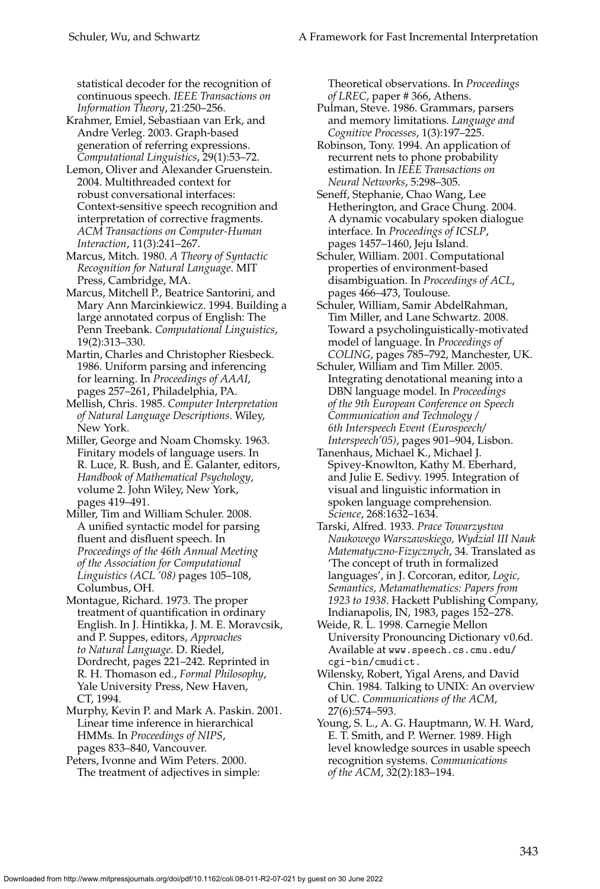statistical decoder for the recognition of continuous speech. *IEEE Transactions on Information Theory*, 21:250–256.

Krahmer, Emiel, Sebastiaan van Erk, and Andre Verleg. 2003. Graph-based generation of referring expressions. *Computational Linguistics*, 29(1):53–72.

Lemon, Oliver and Alexander Gruenstein. 2004. Multithreaded context for robust conversational interfaces: Context-sensitive speech recognition and interpretation of corrective fragments. *ACM Transactions on Computer-Human Interaction*, 11(3):241–267.

Marcus, Mitch. 1980. *A Theory of Syntactic Recognition for Natural Language*. MIT Press, Cambridge, MA.

Marcus, Mitchell P., Beatrice Santorini, and Mary Ann Marcinkiewicz. 1994. Building a large annotated corpus of English: The Penn Treebank. *Computational Linguistics*, 19(2):313–330.

Martin, Charles and Christopher Riesbeck. 1986. Uniform parsing and inferencing for learning. In *Proceedings of AAAI*, pages 257–261, Philadelphia, PA.

Mellish, Chris. 1985. *Computer Interpretation of Natural Language Descriptions*. Wiley, New York.

Miller, George and Noam Chomsky. 1963. Finitary models of language users. In R. Luce, R. Bush, and E. Galanter, editors, *Handbook of Mathematical Psychology*, volume 2. John Wiley, New York, pages 419–491.

Miller, Tim and William Schuler. 2008. A unified syntactic model for parsing fluent and disfluent speech. In *Proceedings of the 46th Annual Meeting of the Association for Computational Linguistics (ACL '08)* pages 105–108, Columbus, OH.

Montague, Richard. 1973. The proper treatment of quantification in ordinary English. In J. Hintikka, J. M. E. Moravcsik, and P. Suppes, editors, *Approaches to Natural Language*. D. Riedel, Dordrecht, pages 221–242. Reprinted in R. H. Thomason ed., *Formal Philosophy*, Yale University Press, New Haven, CT, 1994.

Murphy, Kevin P. and Mark A. Paskin. 2001. Linear time inference in hierarchical HMMs. In *Proceedings of NIPS*, pages 833–840, Vancouver.

Peters, Ivonne and Wim Peters. 2000. The treatment of adjectives in simple: Theoretical observations. In *Proceedings of LREC*, paper # 366, Athens.

Pulman, Steve. 1986. Grammars, parsers and memory limitations. *Language and Cognitive Processes*, 1(3):197–225.

Robinson, Tony. 1994. An application of recurrent nets to phone probability estimation. In *IEEE Transactions on Neural Networks*, 5:298–305.

Seneff, Stephanie, Chao Wang, Lee Hetherington, and Grace Chung. 2004. A dynamic vocabulary spoken dialogue interface. In *Proceedings of ICSLP*, pages 1457–1460, Jeju Island.

Schuler, William. 2001. Computational properties of environment-based disambiguation. In *Proceedings of ACL*, pages 466–473, Toulouse.

Schuler, William, Samir AbdelRahman, Tim Miller, and Lane Schwartz. 2008. Toward a psycholinguistically-motivated model of language. In *Proceedings of COLING*, pages 785–792, Manchester, UK.

Schuler, William and Tim Miller. 2005. Integrating denotational meaning into a DBN language model. In *Proceedings of the 9th European Conference on Speech Communication and Technology / 6th Interspeech Event (Eurospeech/Interspeech'05)*, pages 901–904, Lisbon.

Tanenhaus, Michael K., Michael J. Spivey-Knowlton, Kathy M. Eberhard, and Julie E. Sedivy. 1995. Integration of visual and linguistic information in spoken language comprehension. *Science*, 268:1632–1634.

Tarski, Alfred. 1933. *Prace Towarzystwa Naukowego Warszawskiego, Wydzial III Nauk Matematyczno-Fizycznych*, 34. Translated as 'The concept of truth in formalized languages', in J. Corcoran, editor, *Logic, Semantics, Metamathematics: Papers from 1923 to 1938*. Hackett Publishing Company, Indianapolis, IN, 1983, pages 152–278.

Weide, R. L. 1998. Carnegie Mellon University Pronouncing Dictionary v0.6d. Available at www.speech.cs.cmu.edu/cgi-bin/cmudict.

Wilensky, Robert, Yigal Arens, and David Chin. 1984. Talking to UNIX: An overview of UC. *Communications of the ACM*, 27(6):574–593.

Young, S. L., A. G. Hauptmann, W. H. Ward, E. T. Smith, and P. Werner. 1989. High level knowledge sources in usable speech recognition systems. *Communications of the ACM*, 32(2):183–194.